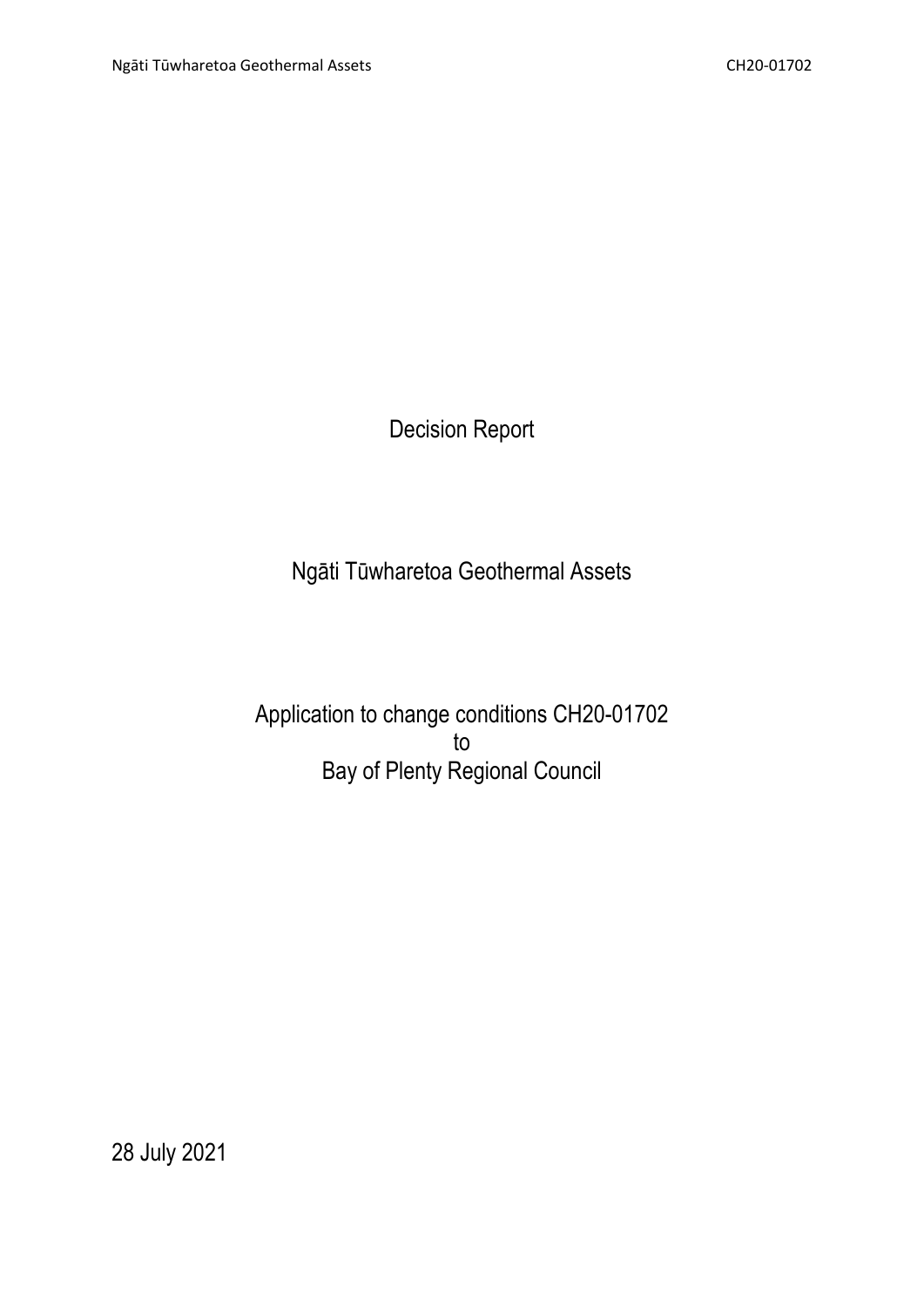# Decision Report

## Ngāti Tūwharetoa Geothermal Assets

Application to change conditions CH20-01702
to
Bay of Plenty Regional Council

28 July 2021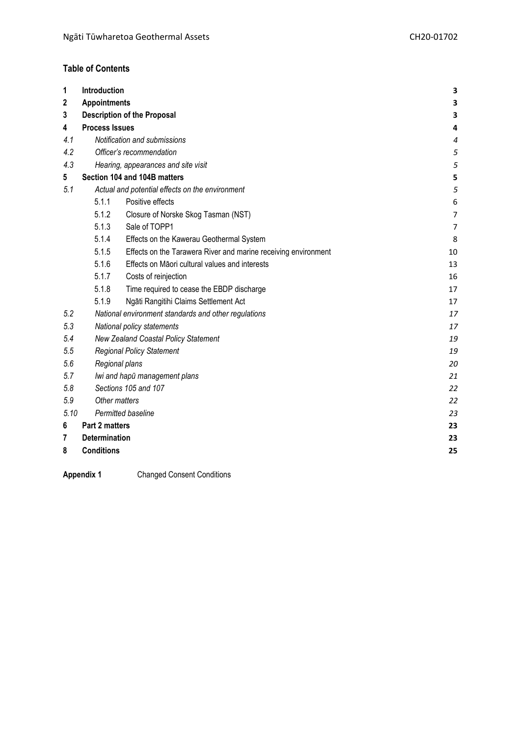**Table of Contents**

| | | | |
|---|---|---|---|
| **1** | **Introduction** | | **3** |
| **2** | **Appointments** | | **3** |
| **3** | **Description of the Proposal** | | **3** |
| **4** | **Process Issues** | | **4** |
| *4.1* | *Notification and submissions* | | *4* |
| *4.2* | *Officer's recommendation* | | *5* |
| *4.3* | *Hearing, appearances and site visit* | | *5* |
| **5** | **Section 104 and 104B matters** | | **5** |
| *5.1* | *Actual and potential effects on the environment* | | *5* |
| | 5.1.1 | Positive effects | 6 |
| | 5.1.2 | Closure of Norske Skog Tasman (NST) | 7 |
| | 5.1.3 | Sale of TOPP1 | 7 |
| | 5.1.4 | Effects on the Kawerau Geothermal System | 8 |
| | 5.1.5 | Effects on the Tarawera River and marine receiving environment | 10 |
| | 5.1.6 | Effects on Māori cultural values and interests | 13 |
| | 5.1.7 | Costs of reinjection | 16 |
| | 5.1.8 | Time required to cease the EBDP discharge | 17 |
| | 5.1.9 | Ngāti Rangitihi Claims Settlement Act | 17 |
| *5.2* | *National environment standards and other regulations* | | *17* |
| *5.3* | *National policy statements* | | *17* |
| *5.4* | *New Zealand Coastal Policy Statement* | | *19* |
| *5.5* | *Regional Policy Statement* | | *19* |
| *5.6* | *Regional plans* | | *20* |
| *5.7* | *Iwi and hapū management plans* | | *21* |
| *5.8* | *Sections 105 and 107* | | *22* |
| *5.9* | *Other matters* | | *22* |
| *5.10* | *Permitted baseline* | | *23* |
| **6** | **Part 2 matters** | | **23** |
| **7** | **Determination** | | **23** |
| **8** | **Conditions** | | **25** |

**Appendix 1** Changed Consent Conditions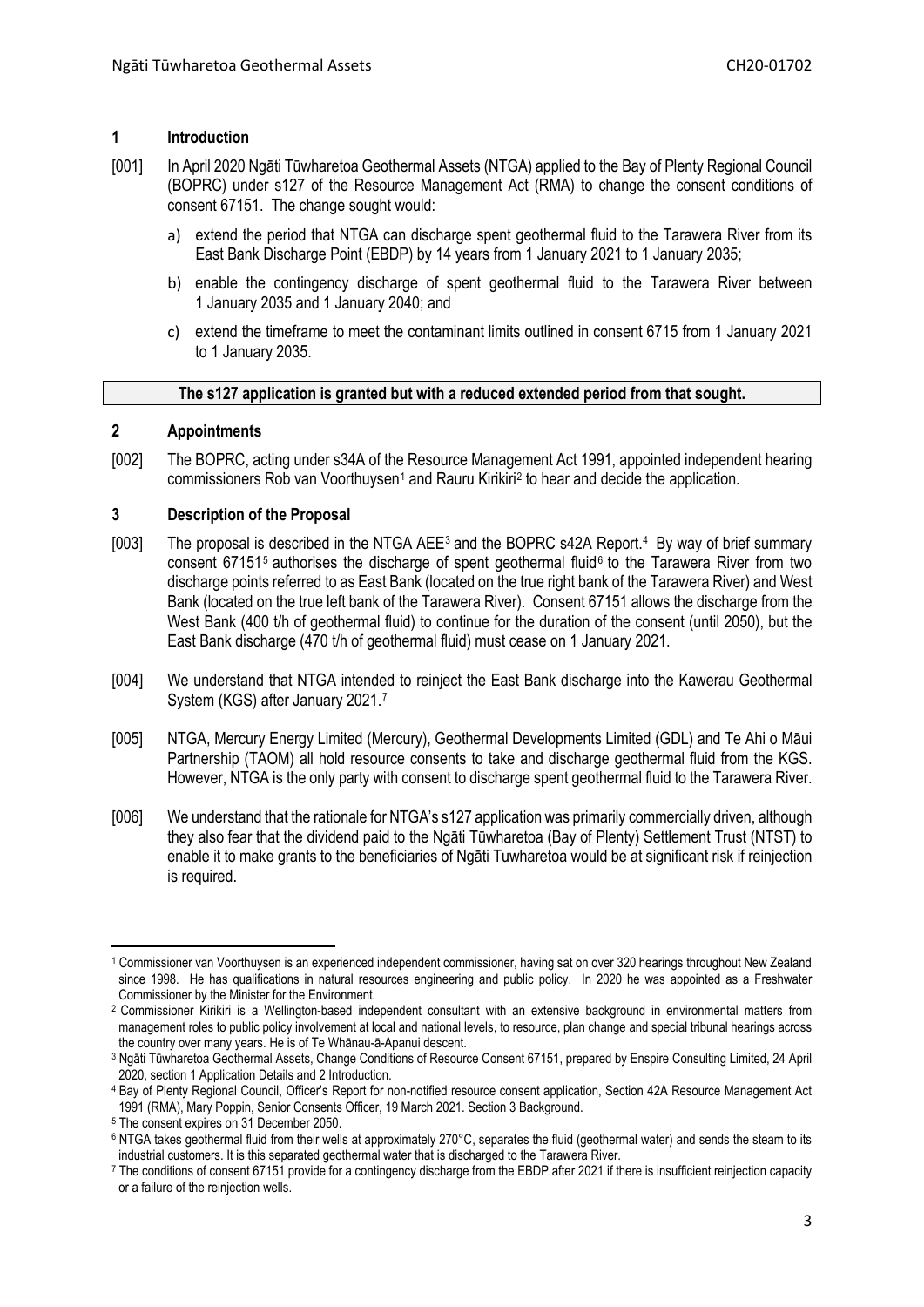## 1 Introduction

[001] In April 2020 Ngāti Tūwharetoa Geothermal Assets (NTGA) applied to the Bay of Plenty Regional Council (BOPRC) under s127 of the Resource Management Act (RMA) to change the consent conditions of consent 67151. The change sought would:

a) extend the period that NTGA can discharge spent geothermal fluid to the Tarawera River from its East Bank Discharge Point (EBDP) by 14 years from 1 January 2021 to 1 January 2035;

b) enable the contingency discharge of spent geothermal fluid to the Tarawera River between 1 January 2035 and 1 January 2040; and

c) extend the timeframe to meet the contaminant limits outlined in consent 6715 from 1 January 2021 to 1 January 2035.

| **The s127 application is granted but with a reduced extended period from that sought.** |
|---|

## 2 Appointments

[002] The BOPRC, acting under s34A of the Resource Management Act 1991, appointed independent hearing commissioners Rob van Voorthuysen[1] and Rauru Kirikiri[2] to hear and decide the application.

## 3 Description of the Proposal

[003] The proposal is described in the NTGA AEE[3] and the BOPRC s42A Report.[4] By way of brief summary consent 67151[5] authorises the discharge of spent geothermal fluid[6] to the Tarawera River from two discharge points referred to as East Bank (located on the true right bank of the Tarawera River) and West Bank (located on the true left bank of the Tarawera River). Consent 67151 allows the discharge from the West Bank (400 t/h of geothermal fluid) to continue for the duration of the consent (until 2050), but the East Bank discharge (470 t/h of geothermal fluid) must cease on 1 January 2021.

[004] We understand that NTGA intended to reinject the East Bank discharge into the Kawerau Geothermal System (KGS) after January 2021.[7]

[005] NTGA, Mercury Energy Limited (Mercury), Geothermal Developments Limited (GDL) and Te Ahi o Māui Partnership (TAOM) all hold resource consents to take and discharge geothermal fluid from the KGS. However, NTGA is the only party with consent to discharge spent geothermal fluid to the Tarawera River.

[006] We understand that the rationale for NTGA's s127 application was primarily commercially driven, although they also fear that the dividend paid to the Ngāti Tūwharetoa (Bay of Plenty) Settlement Trust (NTST) to enable it to make grants to the beneficiaries of Ngāti Tuwharetoa would be at significant risk if reinjection is required.

---

[1] Commissioner van Voorthuysen is an experienced independent commissioner, having sat on over 320 hearings throughout New Zealand since 1998. He has qualifications in natural resources engineering and public policy. In 2020 he was appointed as a Freshwater Commissioner by the Minister for the Environment.

[2] Commissioner Kirikiri is a Wellington-based independent consultant with an extensive background in environmental matters from management roles to public policy involvement at local and national levels, to resource, plan change and special tribunal hearings across the country over many years. He is of Te Whānau-ā-Apanui descent.

[3] Ngāti Tūwharetoa Geothermal Assets, Change Conditions of Resource Consent 67151, prepared by Enspire Consulting Limited, 24 April 2020, section 1 Application Details and 2 Introduction.

[4] Bay of Plenty Regional Council, Officer's Report for non-notified resource consent application, Section 42A Resource Management Act 1991 (RMA), Mary Poppin, Senior Consents Officer, 19 March 2021. Section 3 Background.

[5] The consent expires on 31 December 2050.

[6] NTGA takes geothermal fluid from their wells at approximately 270°C, separates the fluid (geothermal water) and sends the steam to its industrial customers. It is this separated geothermal water that is discharged to the Tarawera River.

[7] The conditions of consent 67151 provide for a contingency discharge from the EBDP after 2021 if there is insufficient reinjection capacity or a failure of the reinjection wells.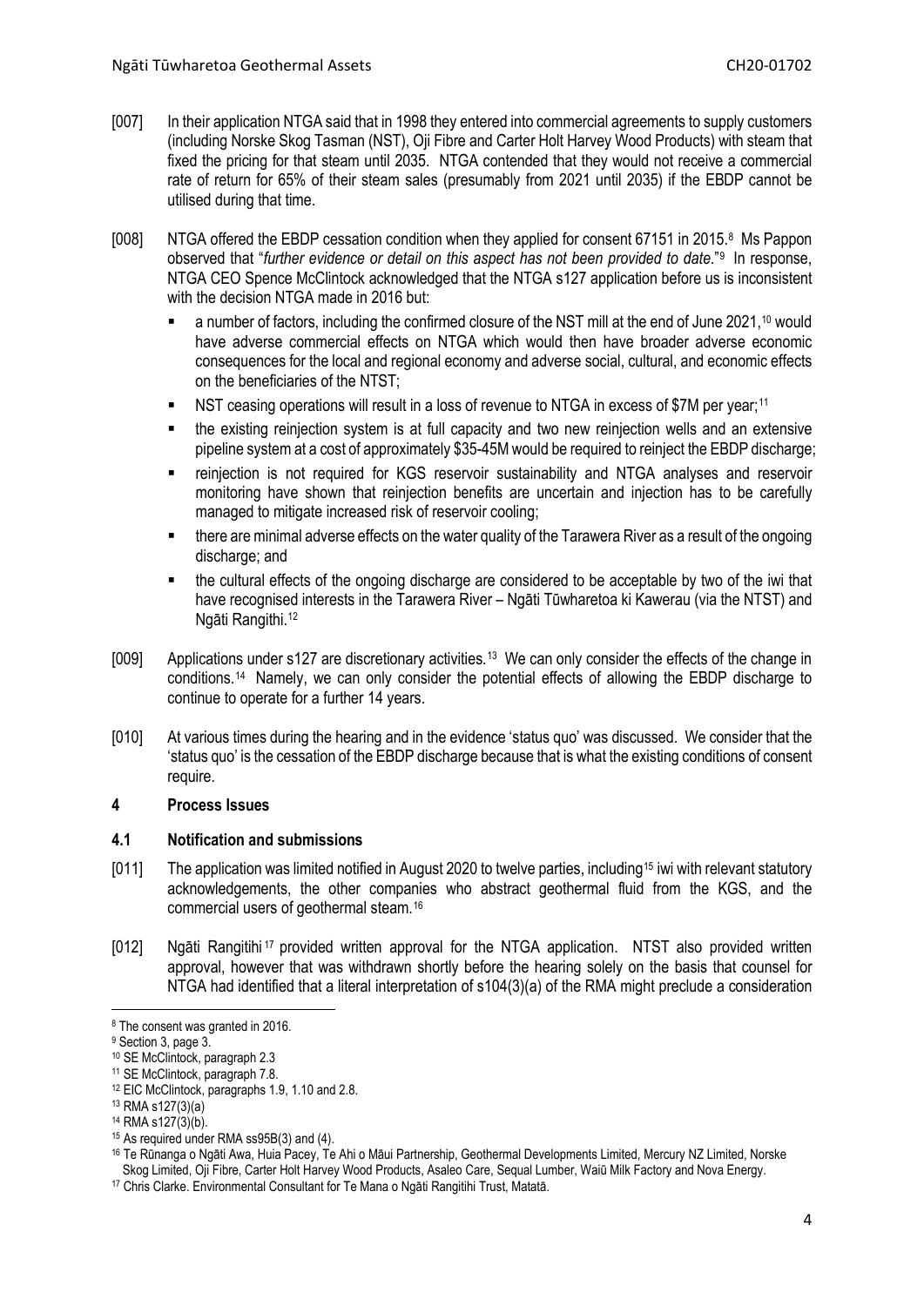[007] In their application NTGA said that in 1998 they entered into commercial agreements to supply customers (including Norske Skog Tasman (NST), Oji Fibre and Carter Holt Harvey Wood Products) with steam that fixed the pricing for that steam until 2035. NTGA contended that they would not receive a commercial rate of return for 65% of their steam sales (presumably from 2021 until 2035) if the EBDP cannot be utilised during that time.

[008] NTGA offered the EBDP cessation condition when they applied for consent 67151 in 2015.[8] Ms Pappon observed that "*further evidence or detail on this aspect has not been provided to date.*"[9] In response, NTGA CEO Spence McClintock acknowledged that the NTGA s127 application before us is inconsistent with the decision NTGA made in 2016 but:

- a number of factors, including the confirmed closure of the NST mill at the end of June 2021,[10] would have adverse commercial effects on NTGA which would then have broader adverse economic consequences for the local and regional economy and adverse social, cultural, and economic effects on the beneficiaries of the NTST;
- NST ceasing operations will result in a loss of revenue to NTGA in excess of $7M per year;[11]
- the existing reinjection system is at full capacity and two new reinjection wells and an extensive pipeline system at a cost of approximately $35-45M would be required to reinject the EBDP discharge;
- reinjection is not required for KGS reservoir sustainability and NTGA analyses and reservoir monitoring have shown that reinjection benefits are uncertain and injection has to be carefully managed to mitigate increased risk of reservoir cooling;
- there are minimal adverse effects on the water quality of the Tarawera River as a result of the ongoing discharge; and
- the cultural effects of the ongoing discharge are considered to be acceptable by two of the iwi that have recognised interests in the Tarawera River – Ngāti Tūwharetoa ki Kawerau (via the NTST) and Ngāti Rangithi.[12]

[009] Applications under s127 are discretionary activities.[13] We can only consider the effects of the change in conditions.[14] Namely, we can only consider the potential effects of allowing the EBDP discharge to continue to operate for a further 14 years.

[010] At various times during the hearing and in the evidence 'status quo' was discussed. We consider that the 'status quo' is the cessation of the EBDP discharge because that is what the existing conditions of consent require.

## 4 Process Issues

### 4.1 Notification and submissions

[011] The application was limited notified in August 2020 to twelve parties, including[15] iwi with relevant statutory acknowledgements, the other companies who abstract geothermal fluid from the KGS, and the commercial users of geothermal steam.[16]

[012] Ngāti Rangitihi[17] provided written approval for the NTGA application. NTST also provided written approval, however that was withdrawn shortly before the hearing solely on the basis that counsel for NTGA had identified that a literal interpretation of s104(3)(a) of the RMA might preclude a consideration

---

[8] The consent was granted in 2016.

[9] Section 3, page 3.

[10] SE McClintock, paragraph 2.3

[11] SE McClintock, paragraph 7.8.

[12] EIC McClintock, paragraphs 1.9, 1.10 and 2.8.

[13] RMA s127(3)(a)

[14] RMA s127(3)(b).

[15] As required under RMA ss95B(3) and (4).

[16] Te Rūnanga o Ngāti Awa, Huia Pacey, Te Ahi o Māui Partnership, Geothermal Developments Limited, Mercury NZ Limited, Norske Skog Limited, Oji Fibre, Carter Holt Harvey Wood Products, Asaleo Care, Sequal Lumber, Waiū Milk Factory and Nova Energy.

[17] Chris Clarke. Environmental Consultant for Te Mana o Ngāti Rangitihi Trust, Matatā.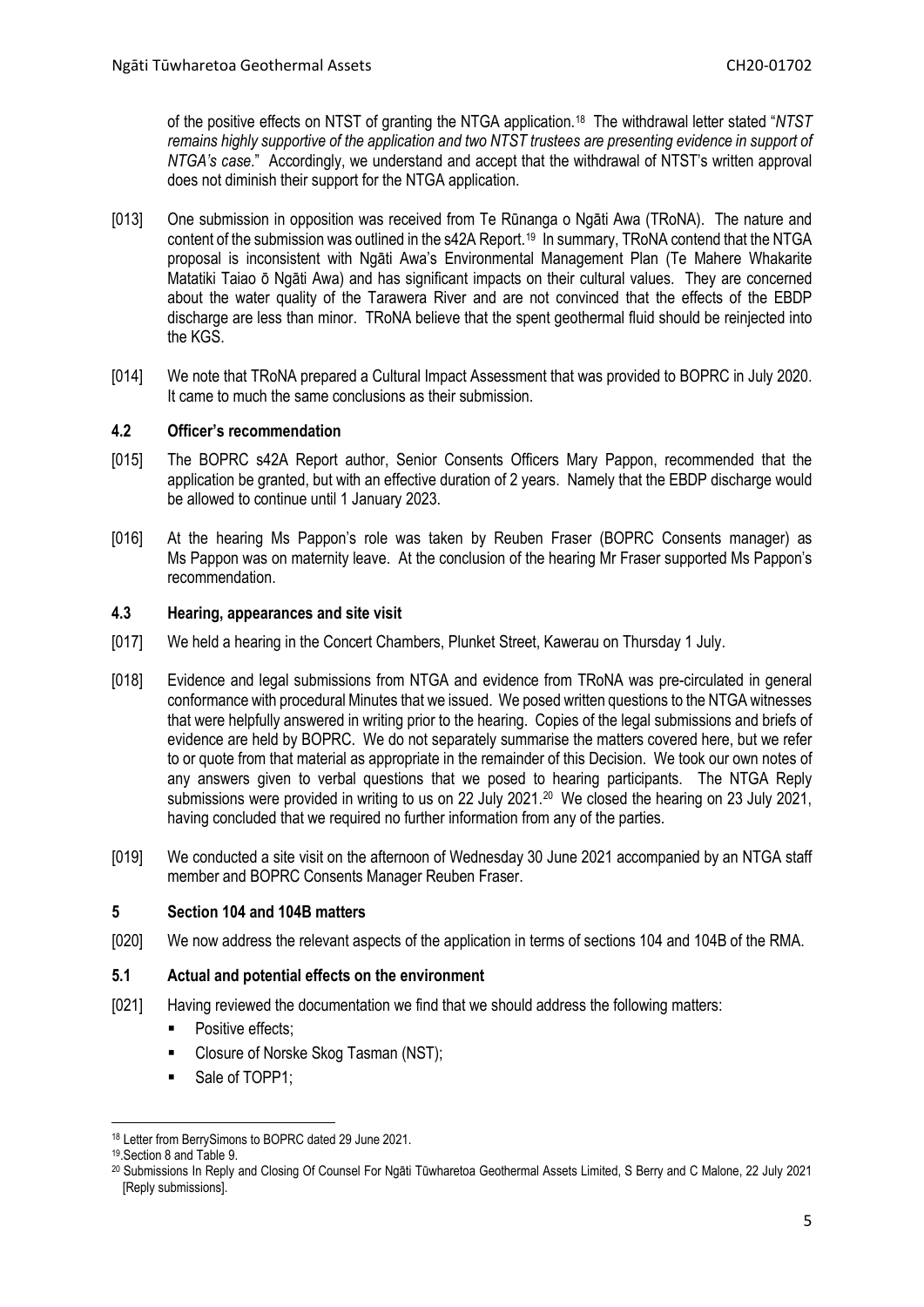of the positive effects on NTST of granting the NTGA application.[18] The withdrawal letter stated "*NTST remains highly supportive of the application and two NTST trustees are presenting evidence in support of NTGA's case*." Accordingly, we understand and accept that the withdrawal of NTST's written approval does not diminish their support for the NTGA application.

[013] One submission in opposition was received from Te Rūnanga o Ngāti Awa (TRoNA). The nature and content of the submission was outlined in the s42A Report.[19] In summary, TRoNA contend that the NTGA proposal is inconsistent with Ngāti Awa's Environmental Management Plan (Te Mahere Whakarite Matatiki Taiao ō Ngāti Awa) and has significant impacts on their cultural values. They are concerned about the water quality of the Tarawera River and are not convinced that the effects of the EBDP discharge are less than minor. TRoNA believe that the spent geothermal fluid should be reinjected into the KGS.

[014] We note that TRoNA prepared a Cultural Impact Assessment that was provided to BOPRC in July 2020. It came to much the same conclusions as their submission.

### 4.2 Officer's recommendation

[015] The BOPRC s42A Report author, Senior Consents Officers Mary Pappon, recommended that the application be granted, but with an effective duration of 2 years. Namely that the EBDP discharge would be allowed to continue until 1 January 2023.

[016] At the hearing Ms Pappon's role was taken by Reuben Fraser (BOPRC Consents manager) as Ms Pappon was on maternity leave. At the conclusion of the hearing Mr Fraser supported Ms Pappon's recommendation.

### 4.3 Hearing, appearances and site visit

[017] We held a hearing in the Concert Chambers, Plunket Street, Kawerau on Thursday 1 July.

[018] Evidence and legal submissions from NTGA and evidence from TRoNA was pre-circulated in general conformance with procedural Minutes that we issued. We posed written questions to the NTGA witnesses that were helpfully answered in writing prior to the hearing. Copies of the legal submissions and briefs of evidence are held by BOPRC. We do not separately summarise the matters covered here, but we refer to or quote from that material as appropriate in the remainder of this Decision. We took our own notes of any answers given to verbal questions that we posed to hearing participants. The NTGA Reply submissions were provided in writing to us on 22 July 2021.[20] We closed the hearing on 23 July 2021, having concluded that we required no further information from any of the parties.

[019] We conducted a site visit on the afternoon of Wednesday 30 June 2021 accompanied by an NTGA staff member and BOPRC Consents Manager Reuben Fraser.

## 5 Section 104 and 104B matters

[020] We now address the relevant aspects of the application in terms of sections 104 and 104B of the RMA.

### 5.1 Actual and potential effects on the environment

[021] Having reviewed the documentation we find that we should address the following matters:

- Positive effects;
- Closure of Norske Skog Tasman (NST);
- Sale of TOPP1;

---

[18] Letter from BerrySimons to BOPRC dated 29 June 2021.

[19] Section 8 and Table 9.

[20] Submissions In Reply and Closing Of Counsel For Ngāti Tūwharetoa Geothermal Assets Limited, S Berry and C Malone, 22 July 2021 [Reply submissions].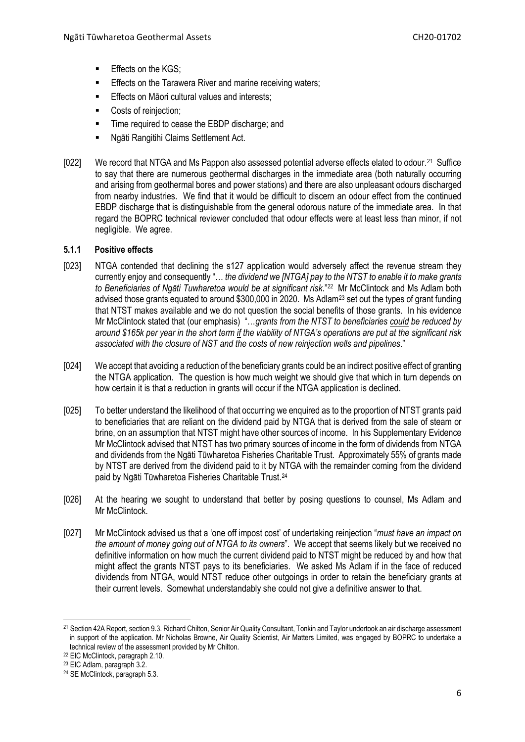- Effects on the KGS;
- Effects on the Tarawera River and marine receiving waters;
- Effects on Māori cultural values and interests;
- Costs of reinjection;
- Time required to cease the EBDP discharge; and
- Ngāti Rangitihi Claims Settlement Act.

[022] We record that NTGA and Ms Pappon also assessed potential adverse effects elated to odour.[21] Suffice to say that there are numerous geothermal discharges in the immediate area (both naturally occurring and arising from geothermal bores and power stations) and there are also unpleasant odours discharged from nearby industries. We find that it would be difficult to discern an odour effect from the continued EBDP discharge that is distinguishable from the general odorous nature of the immediate area. In that regard the BOPRC technical reviewer concluded that odour effects were at least less than minor, if not negligible. We agree.

### 5.1.1 Positive effects

[023] NTGA contended that declining the s127 application would adversely affect the revenue stream they currently enjoy and consequently "… *the dividend we [NTGA] pay to the NTST to enable it to make grants to Beneficiaries of Ngāti Tuwharetoa would be at significant risk*."[22] Mr McClintock and Ms Adlam both advised those grants equated to around $300,000 in 2020. Ms Adlam[23] set out the types of grant funding that NTST makes available and we do not question the social benefits of those grants. In his evidence Mr McClintock stated that (our emphasis) "…*grants from the NTST to beneficiaries could be reduced by around $165k per year in the short term if the viability of NTGA's operations are put at the significant risk associated with the closure of NST and the costs of new reinjection wells and pipelines*."

[024] We accept that avoiding a reduction of the beneficiary grants could be an indirect positive effect of granting the NTGA application. The question is how much weight we should give that which in turn depends on how certain it is that a reduction in grants will occur if the NTGA application is declined.

[025] To better understand the likelihood of that occurring we enquired as to the proportion of NTST grants paid to beneficiaries that are reliant on the dividend paid by NTGA that is derived from the sale of steam or brine, on an assumption that NTST might have other sources of income. In his Supplementary Evidence Mr McClintock advised that NTST has two primary sources of income in the form of dividends from NTGA and dividends from the Ngāti Tūwharetoa Fisheries Charitable Trust. Approximately 55% of grants made by NTST are derived from the dividend paid to it by NTGA with the remainder coming from the dividend paid by Ngāti Tūwharetoa Fisheries Charitable Trust.[24]

[026] At the hearing we sought to understand that better by posing questions to counsel, Ms Adlam and Mr McClintock.

[027] Mr McClintock advised us that a 'one off impost cost' of undertaking reinjection "*must have an impact on the amount of money going out of NTGA to its owners*". We accept that seems likely but we received no definitive information on how much the current dividend paid to NTST might be reduced by and how that might affect the grants NTST pays to its beneficiaries. We asked Ms Adlam if in the face of reduced dividends from NTGA, would NTST reduce other outgoings in order to retain the beneficiary grants at their current levels. Somewhat understandably she could not give a definitive answer to that.

---

[21] Section 42A Report, section 9.3. Richard Chilton, Senior Air Quality Consultant, Tonkin and Taylor undertook an air discharge assessment in support of the application. Mr Nicholas Browne, Air Quality Scientist, Air Matters Limited, was engaged by BOPRC to undertake a technical review of the assessment provided by Mr Chilton.

[22] EIC McClintock, paragraph 2.10.

[23] EIC Adlam, paragraph 3.2.

[24] SE McClintock, paragraph 5.3.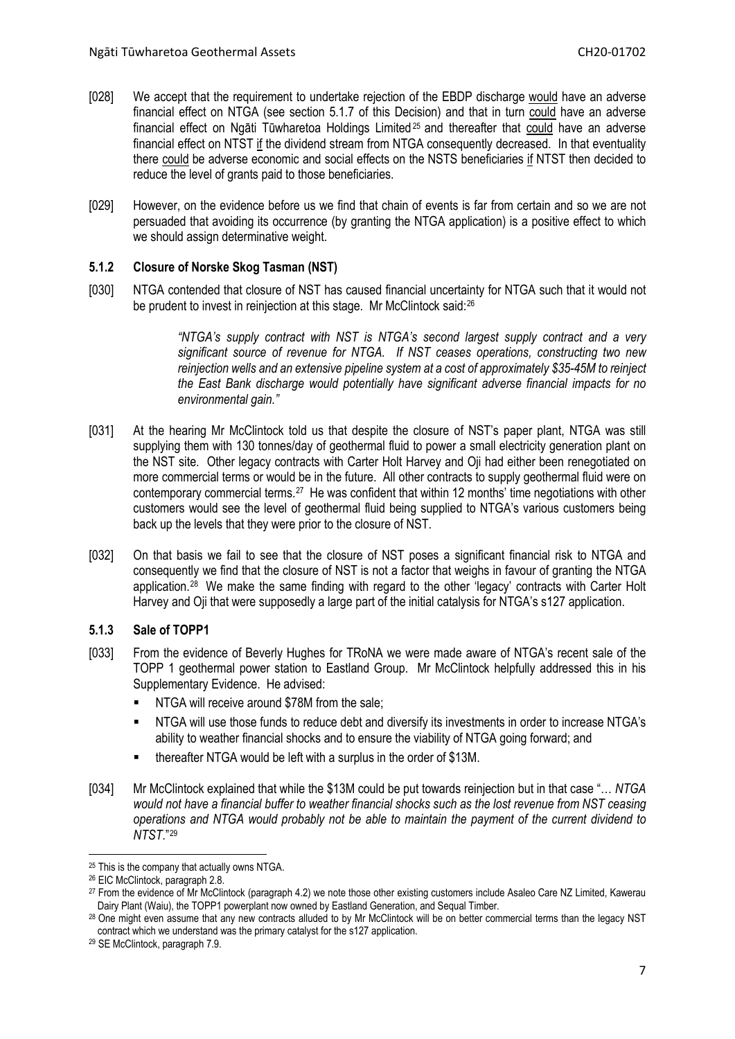[028] We accept that the requirement to undertake rejection of the EBDP discharge would have an adverse financial effect on NTGA (see section 5.1.7 of this Decision) and that in turn could have an adverse financial effect on Ngāti Tūwharetoa Holdings Limited[25] and thereafter that could have an adverse financial effect on NTST if the dividend stream from NTGA consequently decreased. In that eventuality there could be adverse economic and social effects on the NSTS beneficiaries if NTST then decided to reduce the level of grants paid to those beneficiaries.

[029] However, on the evidence before us we find that chain of events is far from certain and so we are not persuaded that avoiding its occurrence (by granting the NTGA application) is a positive effect to which we should assign determinative weight.

### 5.1.2 Closure of Norske Skog Tasman (NST)

[030] NTGA contended that closure of NST has caused financial uncertainty for NTGA such that it would not be prudent to invest in reinjection at this stage. Mr McClintock said:[26]

> *"NTGA's supply contract with NST is NTGA's second largest supply contract and a very significant source of revenue for NTGA. If NST ceases operations, constructing two new reinjection wells and an extensive pipeline system at a cost of approximately $35-45M to reinject the East Bank discharge would potentially have significant adverse financial impacts for no environmental gain."*

[031] At the hearing Mr McClintock told us that despite the closure of NST's paper plant, NTGA was still supplying them with 130 tonnes/day of geothermal fluid to power a small electricity generation plant on the NST site. Other legacy contracts with Carter Holt Harvey and Oji had either been renegotiated on more commercial terms or would be in the future. All other contracts to supply geothermal fluid were on contemporary commercial terms.[27] He was confident that within 12 months' time negotiations with other customers would see the level of geothermal fluid being supplied to NTGA's various customers being back up the levels that they were prior to the closure of NST.

[032] On that basis we fail to see that the closure of NST poses a significant financial risk to NTGA and consequently we find that the closure of NST is not a factor that weighs in favour of granting the NTGA application.[28] We make the same finding with regard to the other 'legacy' contracts with Carter Holt Harvey and Oji that were supposedly a large part of the initial catalysis for NTGA's s127 application.

### 5.1.3 Sale of TOPP1

[033] From the evidence of Beverly Hughes for TRoNA we were made aware of NTGA's recent sale of the TOPP 1 geothermal power station to Eastland Group. Mr McClintock helpfully addressed this in his Supplementary Evidence. He advised:

- NTGA will receive around $78M from the sale;
- NTGA will use those funds to reduce debt and diversify its investments in order to increase NTGA's ability to weather financial shocks and to ensure the viability of NTGA going forward; and
- thereafter NTGA would be left with a surplus in the order of $13M.

[034] Mr McClintock explained that while the $13M could be put towards reinjection but in that case "*… NTGA would not have a financial buffer to weather financial shocks such as the lost revenue from NST ceasing operations and NTGA would probably not be able to maintain the payment of the current dividend to NTST.*"[29]

---

[25] This is the company that actually owns NTGA.

[26] EIC McClintock, paragraph 2.8.

[27] From the evidence of Mr McClintock (paragraph 4.2) we note those other existing customers include Asaleo Care NZ Limited, Kawerau Dairy Plant (Waiu), the TOPP1 powerplant now owned by Eastland Generation, and Sequal Timber.

[28] One might even assume that any new contracts alluded to by Mr McClintock will be on better commercial terms than the legacy NST contract which we understand was the primary catalyst for the s127 application.

[29] SE McClintock, paragraph 7.9.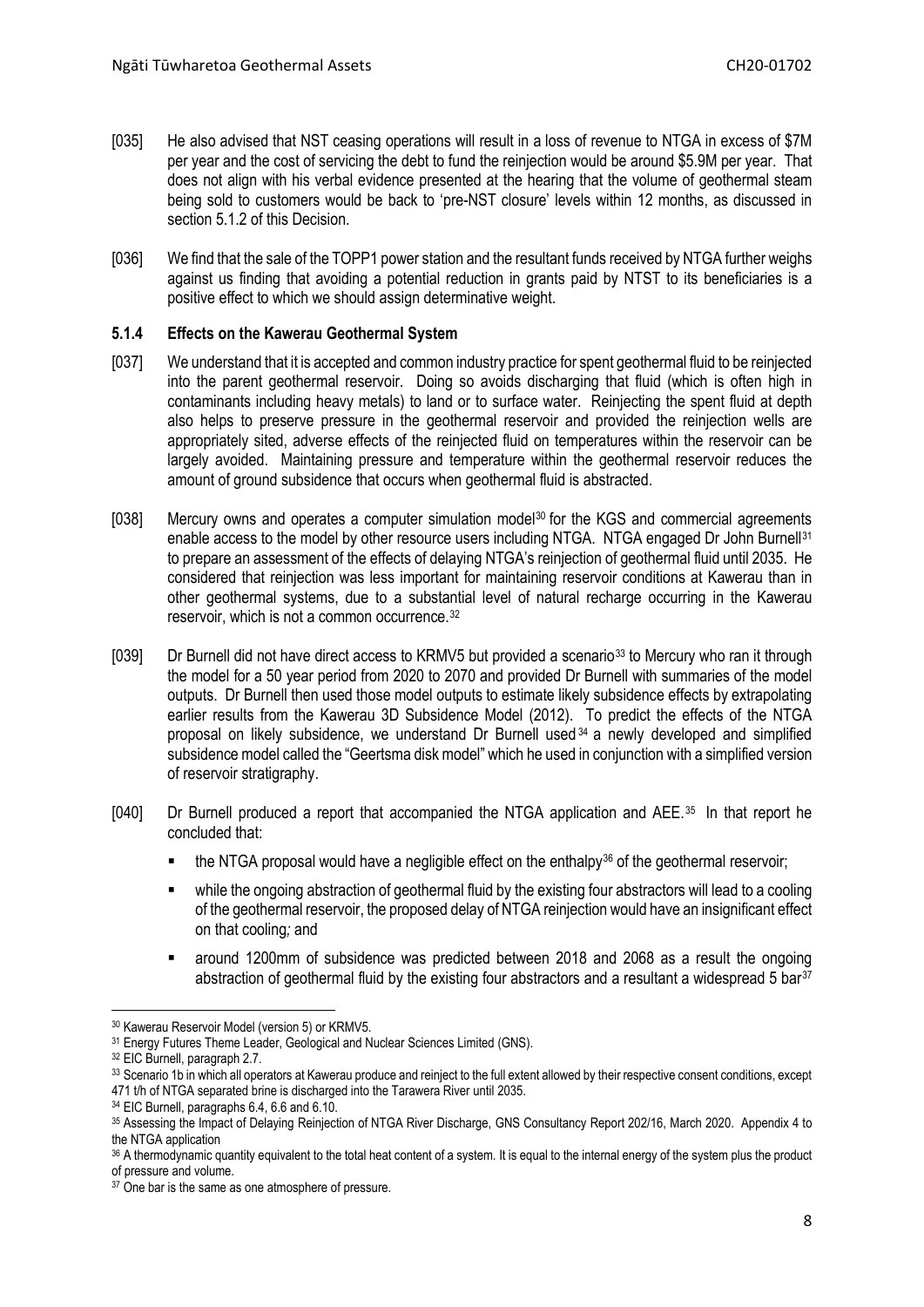[035] He also advised that NST ceasing operations will result in a loss of revenue to NTGA in excess of $7M per year and the cost of servicing the debt to fund the reinjection would be around $5.9M per year. That does not align with his verbal evidence presented at the hearing that the volume of geothermal steam being sold to customers would be back to 'pre-NST closure' levels within 12 months, as discussed in section 5.1.2 of this Decision.

[036] We find that the sale of the TOPP1 power station and the resultant funds received by NTGA further weighs against us finding that avoiding a potential reduction in grants paid by NTST to its beneficiaries is a positive effect to which we should assign determinative weight.

### 5.1.4 Effects on the Kawerau Geothermal System

[037] We understand that it is accepted and common industry practice for spent geothermal fluid to be reinjected into the parent geothermal reservoir. Doing so avoids discharging that fluid (which is often high in contaminants including heavy metals) to land or to surface water. Reinjecting the spent fluid at depth also helps to preserve pressure in the geothermal reservoir and provided the reinjection wells are appropriately sited, adverse effects of the reinjected fluid on temperatures within the reservoir can be largely avoided. Maintaining pressure and temperature within the geothermal reservoir reduces the amount of ground subsidence that occurs when geothermal fluid is abstracted.

[038] Mercury owns and operates a computer simulation model[30] for the KGS and commercial agreements enable access to the model by other resource users including NTGA. NTGA engaged Dr John Burnell[31] to prepare an assessment of the effects of delaying NTGA's reinjection of geothermal fluid until 2035. He considered that reinjection was less important for maintaining reservoir conditions at Kawerau than in other geothermal systems, due to a substantial level of natural recharge occurring in the Kawerau reservoir, which is not a common occurrence.[32]

[039] Dr Burnell did not have direct access to KRMV5 but provided a scenario[33] to Mercury who ran it through the model for a 50 year period from 2020 to 2070 and provided Dr Burnell with summaries of the model outputs. Dr Burnell then used those model outputs to estimate likely subsidence effects by extrapolating earlier results from the Kawerau 3D Subsidence Model (2012). To predict the effects of the NTGA proposal on likely subsidence, we understand Dr Burnell used[34] a newly developed and simplified subsidence model called the "Geertsma disk model" which he used in conjunction with a simplified version of reservoir stratigraphy.

[040] Dr Burnell produced a report that accompanied the NTGA application and AEE.[35] In that report he concluded that:

- the NTGA proposal would have a negligible effect on the enthalpy[36] of the geothermal reservoir;
- while the ongoing abstraction of geothermal fluid by the existing four abstractors will lead to a cooling of the geothermal reservoir, the proposed delay of NTGA reinjection would have an insignificant effect on that cooling*;* and
- around 1200mm of subsidence was predicted between 2018 and 2068 as a result the ongoing abstraction of geothermal fluid by the existing four abstractors and a resultant a widespread 5 bar[37]

---

[30] Kawerau Reservoir Model (version 5) or KRMV5.

[31] Energy Futures Theme Leader, Geological and Nuclear Sciences Limited (GNS).

[32] EIC Burnell, paragraph 2.7.

[33] Scenario 1b in which all operators at Kawerau produce and reinject to the full extent allowed by their respective consent conditions, except 471 t/h of NTGA separated brine is discharged into the Tarawera River until 2035.

[34] EIC Burnell, paragraphs 6.4, 6.6 and 6.10.

[35] Assessing the Impact of Delaying Reinjection of NTGA River Discharge, GNS Consultancy Report 202/16, March 2020. Appendix 4 to the NTGA application

[36] A thermodynamic quantity equivalent to the total heat content of a system. It is equal to the internal energy of the system plus the product of pressure and volume.

[37] One bar is the same as one atmosphere of pressure.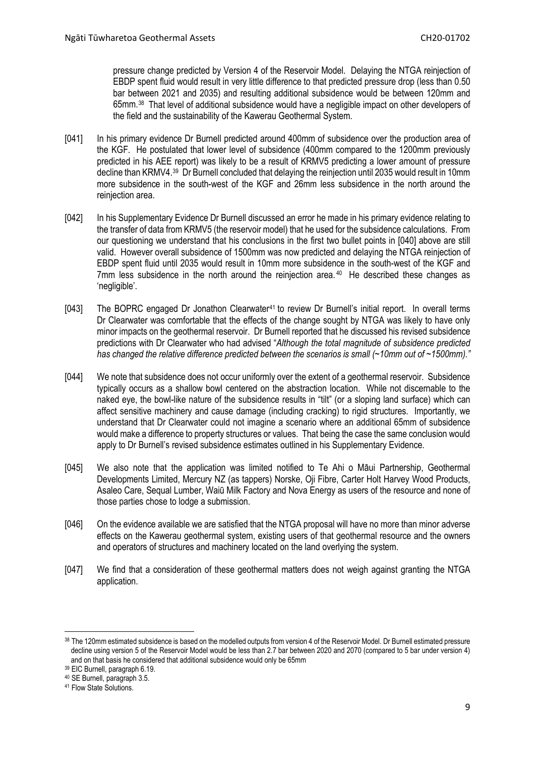pressure change predicted by Version 4 of the Reservoir Model. Delaying the NTGA reinjection of EBDP spent fluid would result in very little difference to that predicted pressure drop (less than 0.50 bar between 2021 and 2035) and resulting additional subsidence would be between 120mm and 65mm.[38] That level of additional subsidence would have a negligible impact on other developers of the field and the sustainability of the Kawerau Geothermal System.

[041] In his primary evidence Dr Burnell predicted around 400mm of subsidence over the production area of the KGF. He postulated that lower level of subsidence (400mm compared to the 1200mm previously predicted in his AEE report) was likely to be a result of KRMV5 predicting a lower amount of pressure decline than KRMV4.[39] Dr Burnell concluded that delaying the reinjection until 2035 would result in 10mm more subsidence in the south-west of the KGF and 26mm less subsidence in the north around the reinjection area.

[042] In his Supplementary Evidence Dr Burnell discussed an error he made in his primary evidence relating to the transfer of data from KRMV5 (the reservoir model) that he used for the subsidence calculations. From our questioning we understand that his conclusions in the first two bullet points in [040] above are still valid. However overall subsidence of 1500mm was now predicted and delaying the NTGA reinjection of EBDP spent fluid until 2035 would result in 10mm more subsidence in the south-west of the KGF and 7mm less subsidence in the north around the reinjection area.[40] He described these changes as 'negligible'.

[043] The BOPRC engaged Dr Jonathon Clearwater[41] to review Dr Burnell's initial report. In overall terms Dr Clearwater was comfortable that the effects of the change sought by NTGA was likely to have only minor impacts on the geothermal reservoir. Dr Burnell reported that he discussed his revised subsidence predictions with Dr Clearwater who had advised "*Although the total magnitude of subsidence predicted has changed the relative difference predicted between the scenarios is small (~10mm out of ~1500mm).*"

[044] We note that subsidence does not occur uniformly over the extent of a geothermal reservoir. Subsidence typically occurs as a shallow bowl centered on the abstraction location. While not discernable to the naked eye, the bowl-like nature of the subsidence results in "tilt" (or a sloping land surface) which can affect sensitive machinery and cause damage (including cracking) to rigid structures. Importantly, we understand that Dr Clearwater could not imagine a scenario where an additional 65mm of subsidence would make a difference to property structures or values. That being the case the same conclusion would apply to Dr Burnell's revised subsidence estimates outlined in his Supplementary Evidence.

[045] We also note that the application was limited notified to Te Ahi o Māui Partnership, Geothermal Developments Limited, Mercury NZ (as tappers) Norske, Oji Fibre, Carter Holt Harvey Wood Products, Asaleo Care, Sequal Lumber, Waiū Milk Factory and Nova Energy as users of the resource and none of those parties chose to lodge a submission.

[046] On the evidence available we are satisfied that the NTGA proposal will have no more than minor adverse effects on the Kawerau geothermal system, existing users of that geothermal resource and the owners and operators of structures and machinery located on the land overlying the system.

[047] We find that a consideration of these geothermal matters does not weigh against granting the NTGA application.

---

[38] The 120mm estimated subsidence is based on the modelled outputs from version 4 of the Reservoir Model. Dr Burnell estimated pressure decline using version 5 of the Reservoir Model would be less than 2.7 bar between 2020 and 2070 (compared to 5 bar under version 4) and on that basis he considered that additional subsidence would only be 65mm

[39] EIC Burnell, paragraph 6.19.

[40] SE Burnell, paragraph 3.5.

[41] Flow State Solutions.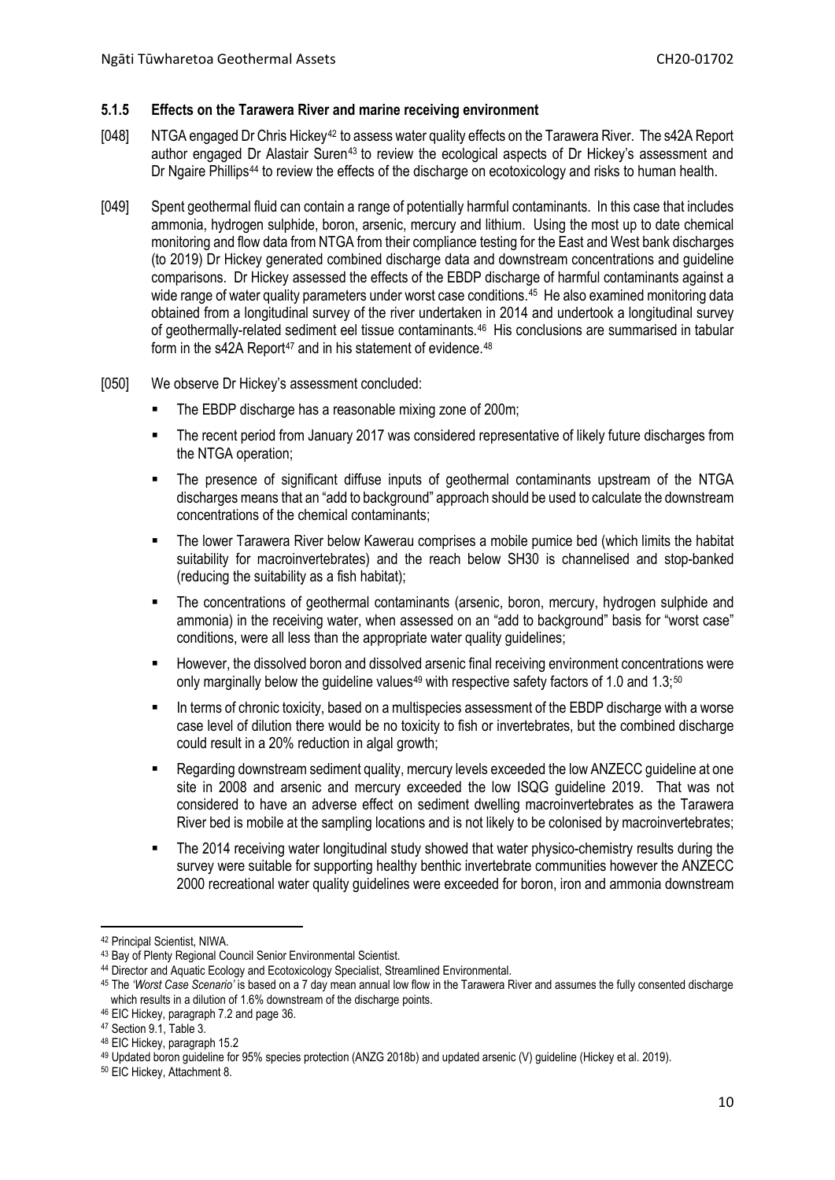### 5.1.5 Effects on the Tarawera River and marine receiving environment

[048] NTGA engaged Dr Chris Hickey[42] to assess water quality effects on the Tarawera River. The s42A Report author engaged Dr Alastair Suren[43] to review the ecological aspects of Dr Hickey's assessment and Dr Ngaire Phillips[44] to review the effects of the discharge on ecotoxicology and risks to human health.

[049] Spent geothermal fluid can contain a range of potentially harmful contaminants. In this case that includes ammonia, hydrogen sulphide, boron, arsenic, mercury and lithium. Using the most up to date chemical monitoring and flow data from NTGA from their compliance testing for the East and West bank discharges (to 2019) Dr Hickey generated combined discharge data and downstream concentrations and guideline comparisons. Dr Hickey assessed the effects of the EBDP discharge of harmful contaminants against a wide range of water quality parameters under worst case conditions.[45] He also examined monitoring data obtained from a longitudinal survey of the river undertaken in 2014 and undertook a longitudinal survey of geothermally-related sediment eel tissue contaminants.[46] His conclusions are summarised in tabular form in the s42A Report[47] and in his statement of evidence.[48]

[050] We observe Dr Hickey's assessment concluded:

- The EBDP discharge has a reasonable mixing zone of 200m;
- The recent period from January 2017 was considered representative of likely future discharges from the NTGA operation;
- The presence of significant diffuse inputs of geothermal contaminants upstream of the NTGA discharges means that an "add to background" approach should be used to calculate the downstream concentrations of the chemical contaminants;
- The lower Tarawera River below Kawerau comprises a mobile pumice bed (which limits the habitat suitability for macroinvertebrates) and the reach below SH30 is channelised and stop-banked (reducing the suitability as a fish habitat);
- The concentrations of geothermal contaminants (arsenic, boron, mercury, hydrogen sulphide and ammonia) in the receiving water, when assessed on an "add to background" basis for "worst case" conditions, were all less than the appropriate water quality guidelines;
- However, the dissolved boron and dissolved arsenic final receiving environment concentrations were only marginally below the guideline values[49] with respective safety factors of 1.0 and 1.3;[50]
- In terms of chronic toxicity, based on a multispecies assessment of the EBDP discharge with a worse case level of dilution there would be no toxicity to fish or invertebrates, but the combined discharge could result in a 20% reduction in algal growth;
- Regarding downstream sediment quality, mercury levels exceeded the low ANZECC guideline at one site in 2008 and arsenic and mercury exceeded the low ISQG guideline 2019. That was not considered to have an adverse effect on sediment dwelling macroinvertebrates as the Tarawera River bed is mobile at the sampling locations and is not likely to be colonised by macroinvertebrates;
- The 2014 receiving water longitudinal study showed that water physico-chemistry results during the survey were suitable for supporting healthy benthic invertebrate communities however the ANZECC 2000 recreational water quality guidelines were exceeded for boron, iron and ammonia downstream

---

[42] Principal Scientist, NIWA.

[43] Bay of Plenty Regional Council Senior Environmental Scientist.

[44] Director and Aquatic Ecology and Ecotoxicology Specialist, Streamlined Environmental.

[45] The *'Worst Case Scenario'* is based on a 7 day mean annual low flow in the Tarawera River and assumes the fully consented discharge which results in a dilution of 1.6% downstream of the discharge points.

[46] EIC Hickey, paragraph 7.2 and page 36.

[47] Section 9.1, Table 3.

[48] EIC Hickey, paragraph 15.2

[49] Updated boron guideline for 95% species protection (ANZG 2018b) and updated arsenic (V) guideline (Hickey et al. 2019).

[50] EIC Hickey, Attachment 8.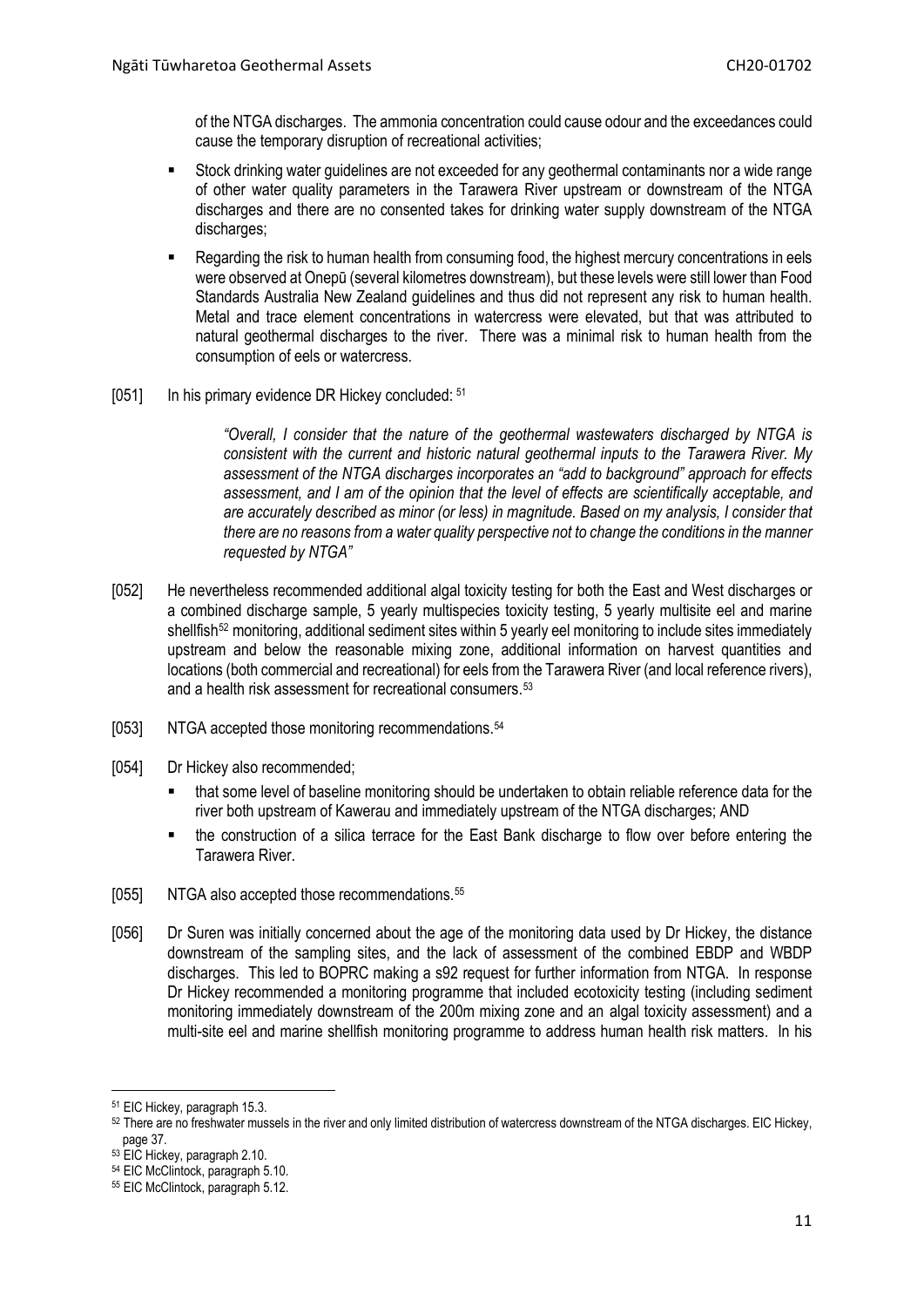of the NTGA discharges. The ammonia concentration could cause odour and the exceedances could cause the temporary disruption of recreational activities;

- Stock drinking water guidelines are not exceeded for any geothermal contaminants nor a wide range of other water quality parameters in the Tarawera River upstream or downstream of the NTGA discharges and there are no consented takes for drinking water supply downstream of the NTGA discharges;
- Regarding the risk to human health from consuming food, the highest mercury concentrations in eels were observed at Onepū (several kilometres downstream), but these levels were still lower than Food Standards Australia New Zealand guidelines and thus did not represent any risk to human health. Metal and trace element concentrations in watercress were elevated, but that was attributed to natural geothermal discharges to the river. There was a minimal risk to human health from the consumption of eels or watercress.

[051] In his primary evidence DR Hickey concluded: [51]

> *"Overall, I consider that the nature of the geothermal wastewaters discharged by NTGA is consistent with the current and historic natural geothermal inputs to the Tarawera River. My assessment of the NTGA discharges incorporates an "add to background" approach for effects assessment, and I am of the opinion that the level of effects are scientifically acceptable, and are accurately described as minor (or less) in magnitude. Based on my analysis, I consider that there are no reasons from a water quality perspective not to change the conditions in the manner requested by NTGA"*

[052] He nevertheless recommended additional algal toxicity testing for both the East and West discharges or a combined discharge sample, 5 yearly multispecies toxicity testing, 5 yearly multisite eel and marine shellfish[52] monitoring, additional sediment sites within 5 yearly eel monitoring to include sites immediately upstream and below the reasonable mixing zone, additional information on harvest quantities and locations (both commercial and recreational) for eels from the Tarawera River (and local reference rivers), and a health risk assessment for recreational consumers.[53]

[053] NTGA accepted those monitoring recommendations.[54]

[054] Dr Hickey also recommended;

- that some level of baseline monitoring should be undertaken to obtain reliable reference data for the river both upstream of Kawerau and immediately upstream of the NTGA discharges; AND
- the construction of a silica terrace for the East Bank discharge to flow over before entering the Tarawera River.

[055] NTGA also accepted those recommendations.[55]

[056] Dr Suren was initially concerned about the age of the monitoring data used by Dr Hickey, the distance downstream of the sampling sites, and the lack of assessment of the combined EBDP and WBDP discharges. This led to BOPRC making a s92 request for further information from NTGA. In response Dr Hickey recommended a monitoring programme that included ecotoxicity testing (including sediment monitoring immediately downstream of the 200m mixing zone and an algal toxicity assessment) and a multi-site eel and marine shellfish monitoring programme to address human health risk matters. In his

---

[51] EIC Hickey, paragraph 15.3.

[52] There are no freshwater mussels in the river and only limited distribution of watercress downstream of the NTGA discharges. EIC Hickey, page 37.

[53] EIC Hickey, paragraph 2.10.

[54] EIC McClintock, paragraph 5.10.

[55] EIC McClintock, paragraph 5.12.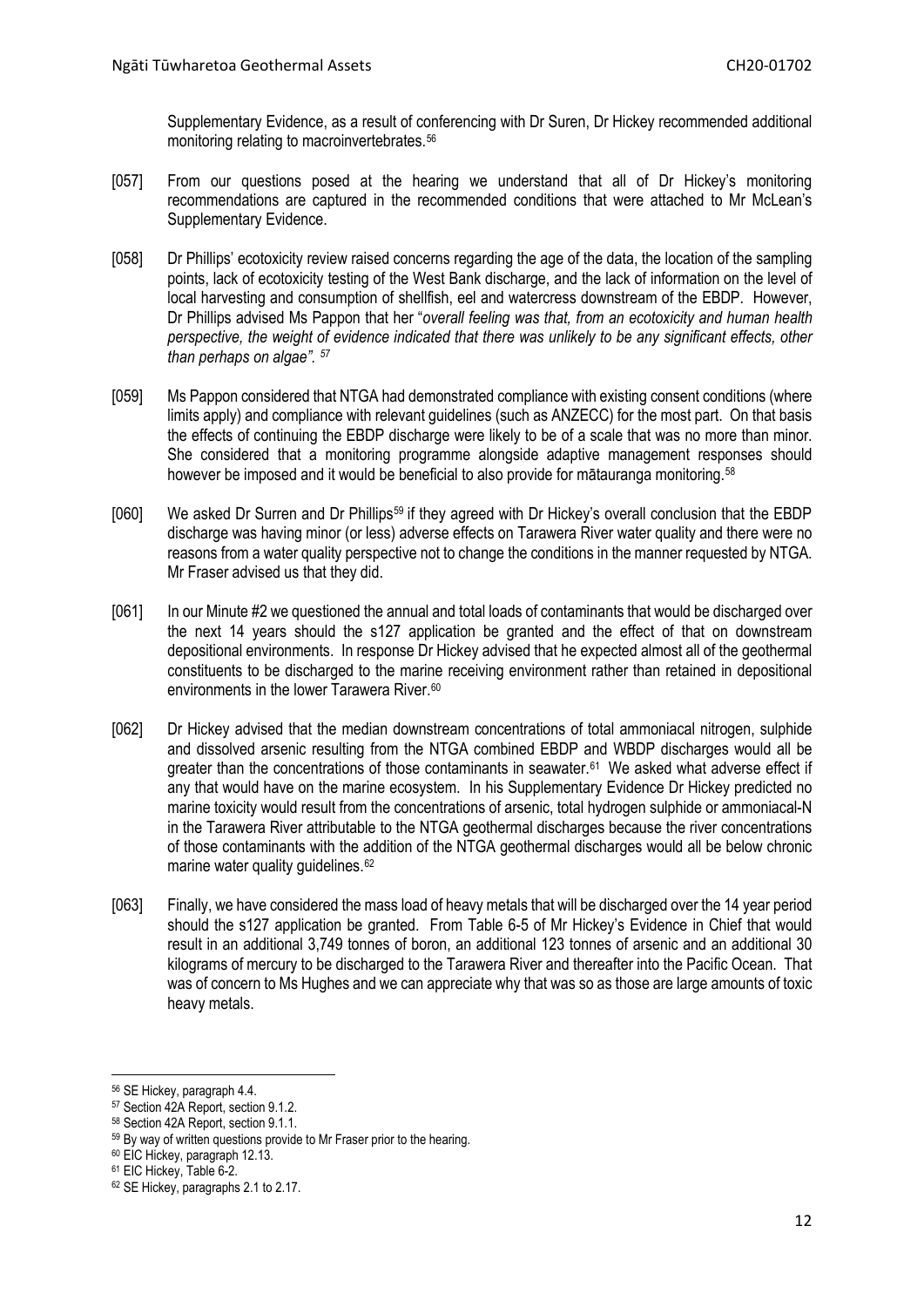Supplementary Evidence, as a result of conferencing with Dr Suren, Dr Hickey recommended additional monitoring relating to macroinvertebrates.[56]

[057] From our questions posed at the hearing we understand that all of Dr Hickey's monitoring recommendations are captured in the recommended conditions that were attached to Mr McLean's Supplementary Evidence.

[058] Dr Phillips' ecotoxicity review raised concerns regarding the age of the data, the location of the sampling points, lack of ecotoxicity testing of the West Bank discharge, and the lack of information on the level of local harvesting and consumption of shellfish, eel and watercress downstream of the EBDP. However, Dr Phillips advised Ms Pappon that her "*overall feeling was that, from an ecotoxicity and human health perspective, the weight of evidence indicated that there was unlikely to be any significant effects, other than perhaps on algae".* [57]

[059] Ms Pappon considered that NTGA had demonstrated compliance with existing consent conditions (where limits apply) and compliance with relevant guidelines (such as ANZECC) for the most part. On that basis the effects of continuing the EBDP discharge were likely to be of a scale that was no more than minor. She considered that a monitoring programme alongside adaptive management responses should however be imposed and it would be beneficial to also provide for mātauranga monitoring.[58]

[060] We asked Dr Surren and Dr Phillips[59] if they agreed with Dr Hickey's overall conclusion that the EBDP discharge was having minor (or less) adverse effects on Tarawera River water quality and there were no reasons from a water quality perspective not to change the conditions in the manner requested by NTGA. Mr Fraser advised us that they did.

[061] In our Minute #2 we questioned the annual and total loads of contaminants that would be discharged over the next 14 years should the s127 application be granted and the effect of that on downstream depositional environments. In response Dr Hickey advised that he expected almost all of the geothermal constituents to be discharged to the marine receiving environment rather than retained in depositional environments in the lower Tarawera River.[60]

[062] Dr Hickey advised that the median downstream concentrations of total ammoniacal nitrogen, sulphide and dissolved arsenic resulting from the NTGA combined EBDP and WBDP discharges would all be greater than the concentrations of those contaminants in seawater.[61] We asked what adverse effect if any that would have on the marine ecosystem. In his Supplementary Evidence Dr Hickey predicted no marine toxicity would result from the concentrations of arsenic, total hydrogen sulphide or ammoniacal-N in the Tarawera River attributable to the NTGA geothermal discharges because the river concentrations of those contaminants with the addition of the NTGA geothermal discharges would all be below chronic marine water quality guidelines.[62]

[063] Finally, we have considered the mass load of heavy metals that will be discharged over the 14 year period should the s127 application be granted. From Table 6-5 of Mr Hickey's Evidence in Chief that would result in an additional 3,749 tonnes of boron, an additional 123 tonnes of arsenic and an additional 30 kilograms of mercury to be discharged to the Tarawera River and thereafter into the Pacific Ocean. That was of concern to Ms Hughes and we can appreciate why that was so as those are large amounts of toxic heavy metals.

---

[56] SE Hickey, paragraph 4.4.
[57] Section 42A Report, section 9.1.2.
[58] Section 42A Report, section 9.1.1.
[59] By way of written questions provide to Mr Fraser prior to the hearing.
[60] EIC Hickey, paragraph 12.13.
[61] EIC Hickey, Table 6-2.
[62] SE Hickey, paragraphs 2.1 to 2.17.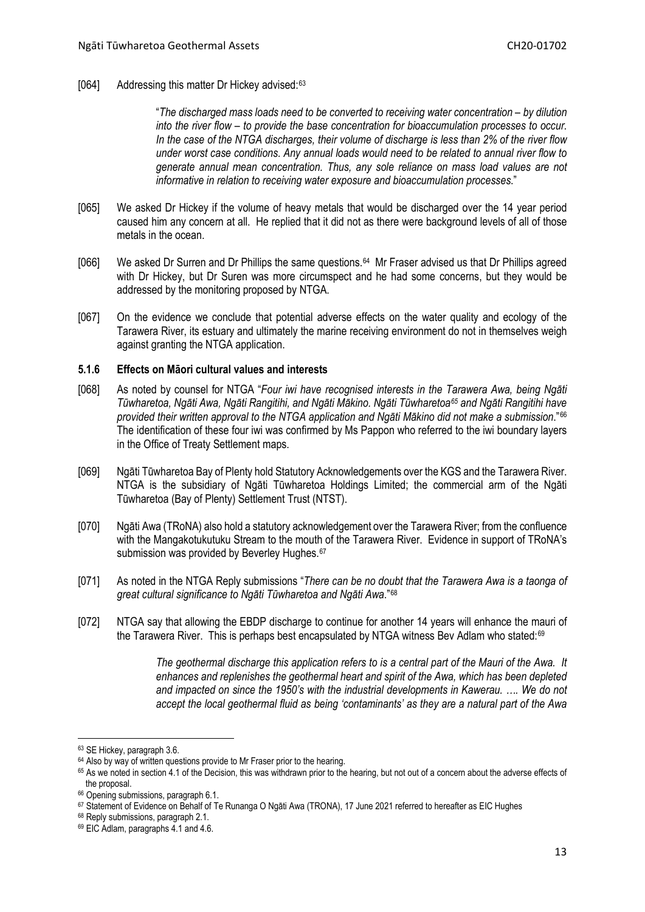[064] Addressing this matter Dr Hickey advised:[63]

> "*The discharged mass loads need to be converted to receiving water concentration – by dilution into the river flow – to provide the base concentration for bioaccumulation processes to occur. In the case of the NTGA discharges, their volume of discharge is less than 2% of the river flow under worst case conditions. Any annual loads would need to be related to annual river flow to generate annual mean concentration. Thus, any sole reliance on mass load values are not informative in relation to receiving water exposure and bioaccumulation processes.*"

[065] We asked Dr Hickey if the volume of heavy metals that would be discharged over the 14 year period caused him any concern at all. He replied that it did not as there were background levels of all of those metals in the ocean.

[066] We asked Dr Surren and Dr Phillips the same questions.[64] Mr Fraser advised us that Dr Phillips agreed with Dr Hickey, but Dr Suren was more circumspect and he had some concerns, but they would be addressed by the monitoring proposed by NTGA.

[067] On the evidence we conclude that potential adverse effects on the water quality and ecology of the Tarawera River, its estuary and ultimately the marine receiving environment do not in themselves weigh against granting the NTGA application.

### 5.1.6 Effects on Māori cultural values and interests

[068] As noted by counsel for NTGA "*Four iwi have recognised interests in the Tarawera Awa, being Ngāti Tūwharetoa, Ngāti Awa, Ngāti Rangitihi, and Ngāti Mākino. Ngāti Tūwharetoa[65] and Ngāti Rangitihi have provided their written approval to the NTGA application and Ngāti Mākino did not make a submission.*"[66] The identification of these four iwi was confirmed by Ms Pappon who referred to the iwi boundary layers in the Office of Treaty Settlement maps.

[069] Ngāti Tūwharetoa Bay of Plenty hold Statutory Acknowledgements over the KGS and the Tarawera River. NTGA is the subsidiary of Ngāti Tūwharetoa Holdings Limited; the commercial arm of the Ngāti Tūwharetoa (Bay of Plenty) Settlement Trust (NTST).

[070] Ngāti Awa (TRoNA) also hold a statutory acknowledgement over the Tarawera River; from the confluence with the Mangakotukutuku Stream to the mouth of the Tarawera River. Evidence in support of TRoNA's submission was provided by Beverley Hughes.[67]

[071] As noted in the NTGA Reply submissions "*There can be no doubt that the Tarawera Awa is a taonga of great cultural significance to Ngāti Tūwharetoa and Ngāti Awa.*"[68]

[072] NTGA say that allowing the EBDP discharge to continue for another 14 years will enhance the mauri of the Tarawera River. This is perhaps best encapsulated by NTGA witness Bev Adlam who stated:[69]

> *The geothermal discharge this application refers to is a central part of the Mauri of the Awa. It enhances and replenishes the geothermal heart and spirit of the Awa, which has been depleted and impacted on since the 1950's with the industrial developments in Kawerau. …. We do not accept the local geothermal fluid as being 'contaminants' as they are a natural part of the Awa*

---

[63] SE Hickey, paragraph 3.6.

[64] Also by way of written questions provide to Mr Fraser prior to the hearing.

[65] As we noted in section 4.1 of the Decision, this was withdrawn prior to the hearing, but not out of a concern about the adverse effects of the proposal.

[66] Opening submissions, paragraph 6.1.

[67] Statement of Evidence on Behalf of Te Runanga O Ngāti Awa (TRONA), 17 June 2021 referred to hereafter as EIC Hughes

[68] Reply submissions, paragraph 2.1.

[69] EIC Adlam, paragraphs 4.1 and 4.6.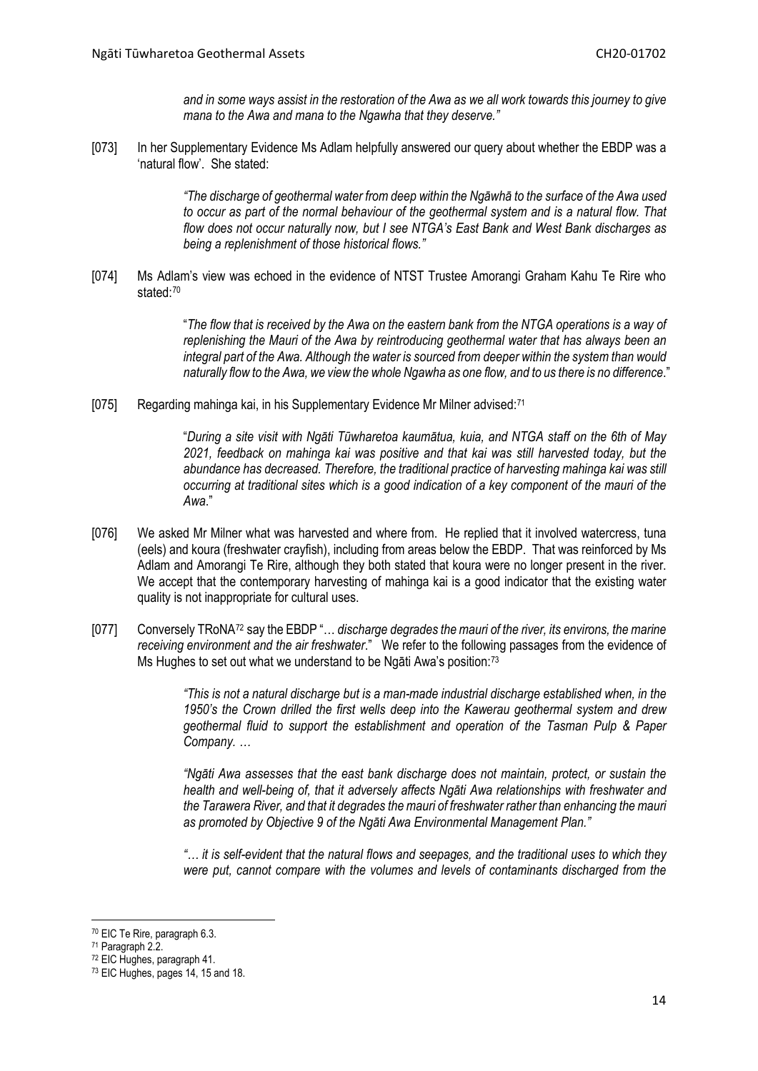*and in some ways assist in the restoration of the Awa as we all work towards this journey to give mana to the Awa and mana to the Ngawha that they deserve."*

[073] In her Supplementary Evidence Ms Adlam helpfully answered our query about whether the EBDP was a 'natural flow'. She stated:

> *"The discharge of geothermal water from deep within the Ngāwhā to the surface of the Awa used to occur as part of the normal behaviour of the geothermal system and is a natural flow. That flow does not occur naturally now, but I see NTGA's East Bank and West Bank discharges as being a replenishment of those historical flows."*

[074] Ms Adlam's view was echoed in the evidence of NTST Trustee Amorangi Graham Kahu Te Rire who stated:[70]

> "*The flow that is received by the Awa on the eastern bank from the NTGA operations is a way of replenishing the Mauri of the Awa by reintroducing geothermal water that has always been an integral part of the Awa. Although the water is sourced from deeper within the system than would naturally flow to the Awa, we view the whole Ngawha as one flow, and to us there is no difference*."

[075] Regarding mahinga kai, in his Supplementary Evidence Mr Milner advised:[71]

> "*During a site visit with Ngāti Tūwharetoa kaumātua, kuia, and NTGA staff on the 6th of May 2021, feedback on mahinga kai was positive and that kai was still harvested today, but the abundance has decreased. Therefore, the traditional practice of harvesting mahinga kai was still occurring at traditional sites which is a good indication of a key component of the mauri of the Awa*."

[076] We asked Mr Milner what was harvested and where from. He replied that it involved watercress, tuna (eels) and koura (freshwater crayfish), including from areas below the EBDP. That was reinforced by Ms Adlam and Amorangi Te Rire, although they both stated that koura were no longer present in the river. We accept that the contemporary harvesting of mahinga kai is a good indicator that the existing water quality is not inappropriate for cultural uses.

[077] Conversely TRoNA[72] say the EBDP "*… discharge degrades the mauri of the river, its environs, the marine receiving environment and the air freshwater*." We refer to the following passages from the evidence of Ms Hughes to set out what we understand to be Ngāti Awa's position:[73]

> *"This is not a natural discharge but is a man-made industrial discharge established when, in the 1950's the Crown drilled the first wells deep into the Kawerau geothermal system and drew geothermal fluid to support the establishment and operation of the Tasman Pulp & Paper Company. …*
>
> *"Ngāti Awa assesses that the east bank discharge does not maintain, protect, or sustain the health and well-being of, that it adversely affects Ngāti Awa relationships with freshwater and the Tarawera River, and that it degrades the mauri of freshwater rather than enhancing the mauri as promoted by Objective 9 of the Ngāti Awa Environmental Management Plan."*
>
> *"… it is self-evident that the natural flows and seepages, and the traditional uses to which they were put, cannot compare with the volumes and levels of contaminants discharged from the*

---

[70] EIC Te Rire, paragraph 6.3.

[71] Paragraph 2.2.

[72] EIC Hughes, paragraph 41.

[73] EIC Hughes, pages 14, 15 and 18.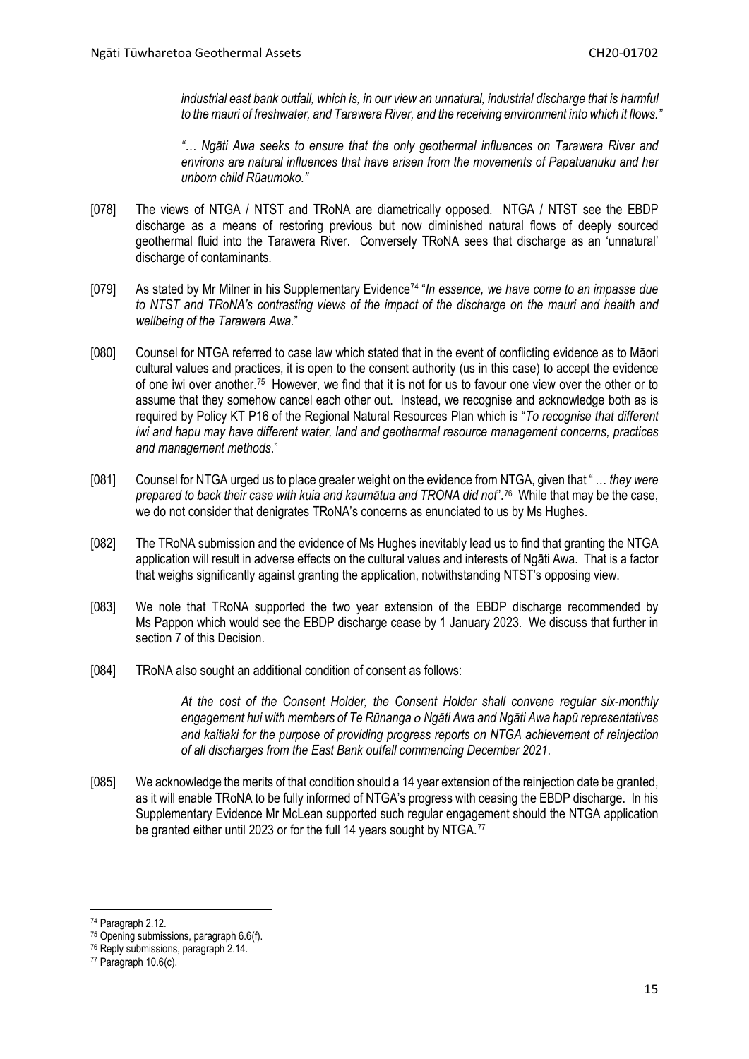*industrial east bank outfall, which is, in our view an unnatural, industrial discharge that is harmful to the mauri of freshwater, and Tarawera River, and the receiving environment into which it flows."*

*"… Ngāti Awa seeks to ensure that the only geothermal influences on Tarawera River and environs are natural influences that have arisen from the movements of Papatuanuku and her unborn child Rūaumoko."*

[078] The views of NTGA / NTST and TRoNA are diametrically opposed. NTGA / NTST see the EBDP discharge as a means of restoring previous but now diminished natural flows of deeply sourced geothermal fluid into the Tarawera River. Conversely TRoNA sees that discharge as an 'unnatural' discharge of contaminants.

[079] As stated by Mr Milner in his Supplementary Evidence[74] "*In essence, we have come to an impasse due to NTST and TRoNA's contrasting views of the impact of the discharge on the mauri and health and wellbeing of the Tarawera Awa.*"

[080] Counsel for NTGA referred to case law which stated that in the event of conflicting evidence as to Māori cultural values and practices, it is open to the consent authority (us in this case) to accept the evidence of one iwi over another.[75] However, we find that it is not for us to favour one view over the other or to assume that they somehow cancel each other out. Instead, we recognise and acknowledge both as is required by Policy KT P16 of the Regional Natural Resources Plan which is "*To recognise that different iwi and hapu may have different water, land and geothermal resource management concerns, practices and management methods*."

[081] Counsel for NTGA urged us to place greater weight on the evidence from NTGA, given that " … *they were prepared to back their case with kuia and kaumātua and TRONA did not*".[76] While that may be the case, we do not consider that denigrates TRoNA's concerns as enunciated to us by Ms Hughes.

[082] The TRoNA submission and the evidence of Ms Hughes inevitably lead us to find that granting the NTGA application will result in adverse effects on the cultural values and interests of Ngāti Awa. That is a factor that weighs significantly against granting the application, notwithstanding NTST's opposing view.

[083] We note that TRoNA supported the two year extension of the EBDP discharge recommended by Ms Pappon which would see the EBDP discharge cease by 1 January 2023. We discuss that further in section 7 of this Decision.

[084] TRoNA also sought an additional condition of consent as follows:

> *At the cost of the Consent Holder, the Consent Holder shall convene regular six-monthly engagement hui with members of Te Rūnanga o Ngāti Awa and Ngāti Awa hapū representatives and kaitiaki for the purpose of providing progress reports on NTGA achievement of reinjection of all discharges from the East Bank outfall commencing December 2021*.

[085] We acknowledge the merits of that condition should a 14 year extension of the reinjection date be granted, as it will enable TRoNA to be fully informed of NTGA's progress with ceasing the EBDP discharge. In his Supplementary Evidence Mr McLean supported such regular engagement should the NTGA application be granted either until 2023 or for the full 14 years sought by NTGA.[77]

---

[74] Paragraph 2.12.

[75] Opening submissions, paragraph 6.6(f).

[76] Reply submissions, paragraph 2.14.

[77] Paragraph 10.6(c).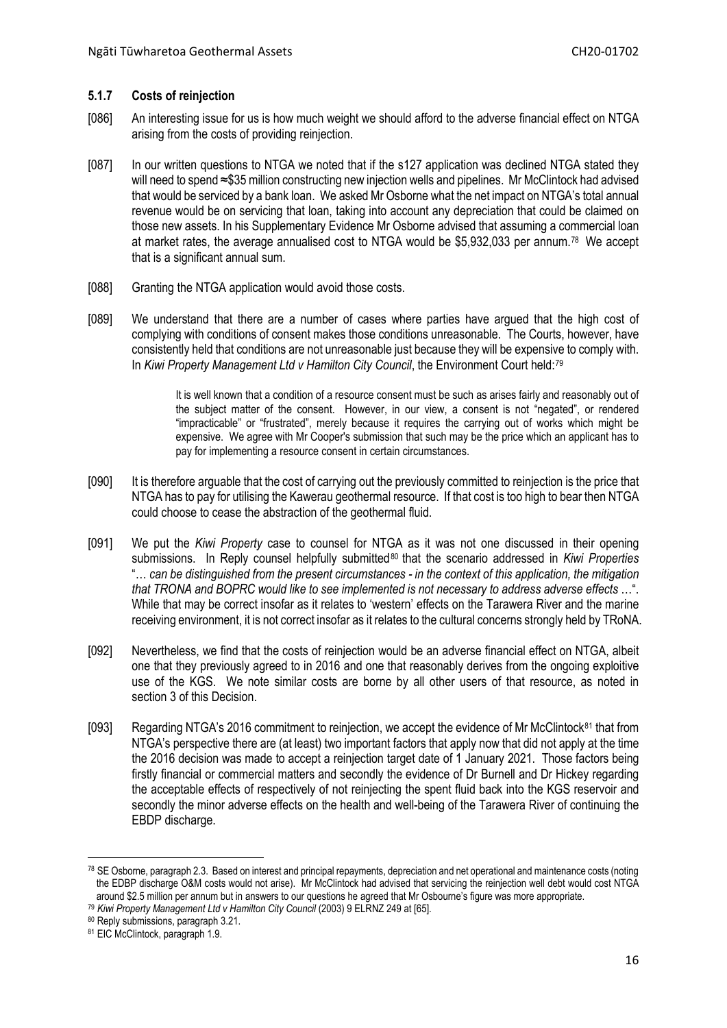### 5.1.7 Costs of reinjection

[086] An interesting issue for us is how much weight we should afford to the adverse financial effect on NTGA arising from the costs of providing reinjection.

[087] In our written questions to NTGA we noted that if the s127 application was declined NTGA stated they will need to spend ≈$35 million constructing new injection wells and pipelines. Mr McClintock had advised that would be serviced by a bank loan. We asked Mr Osborne what the net impact on NTGA's total annual revenue would be on servicing that loan, taking into account any depreciation that could be claimed on those new assets. In his Supplementary Evidence Mr Osborne advised that assuming a commercial loan at market rates, the average annualised cost to NTGA would be $5,932,033 per annum.[78] We accept that is a significant annual sum.

[088] Granting the NTGA application would avoid those costs.

[089] We understand that there are a number of cases where parties have argued that the high cost of complying with conditions of consent makes those conditions unreasonable. The Courts, however, have consistently held that conditions are not unreasonable just because they will be expensive to comply with. In *Kiwi Property Management Ltd v Hamilton City Council*, the Environment Court held:[79]

> It is well known that a condition of a resource consent must be such as arises fairly and reasonably out of the subject matter of the consent. However, in our view, a consent is not "negated", or rendered "impracticable" or "frustrated", merely because it requires the carrying out of works which might be expensive. We agree with Mr Cooper's submission that such may be the price which an applicant has to pay for implementing a resource consent in certain circumstances.

[090] It is therefore arguable that the cost of carrying out the previously committed to reinjection is the price that NTGA has to pay for utilising the Kawerau geothermal resource. If that cost is too high to bear then NTGA could choose to cease the abstraction of the geothermal fluid.

[091] We put the *Kiwi Property* case to counsel for NTGA as it was not one discussed in their opening submissions. In Reply counsel helpfully submitted[80] that the scenario addressed in *Kiwi Properties* "*… can be distinguished from the present circumstances - in the context of this application, the mitigation that TRONA and BOPRC would like to see implemented is not necessary to address adverse effects …*". While that may be correct insofar as it relates to 'western' effects on the Tarawera River and the marine receiving environment, it is not correct insofar as it relates to the cultural concerns strongly held by TRoNA.

[092] Nevertheless, we find that the costs of reinjection would be an adverse financial effect on NTGA, albeit one that they previously agreed to in 2016 and one that reasonably derives from the ongoing exploitive use of the KGS. We note similar costs are borne by all other users of that resource, as noted in section 3 of this Decision.

[093] Regarding NTGA's 2016 commitment to reinjection, we accept the evidence of Mr McClintock[81] that from NTGA's perspective there are (at least) two important factors that apply now that did not apply at the time the 2016 decision was made to accept a reinjection target date of 1 January 2021. Those factors being firstly financial or commercial matters and secondly the evidence of Dr Burnell and Dr Hickey regarding the acceptable effects of respectively of not reinjecting the spent fluid back into the KGS reservoir and secondly the minor adverse effects on the health and well-being of the Tarawera River of continuing the EBDP discharge.

---

[78] SE Osborne, paragraph 2.3. Based on interest and principal repayments, depreciation and net operational and maintenance costs (noting the EDBP discharge O&M costs would not arise). Mr McClintock had advised that servicing the reinjection well debt would cost NTGA around $2.5 million per annum but in answers to our questions he agreed that Mr Osbourne's figure was more appropriate.

[79] *Kiwi Property Management Ltd v Hamilton City Council* (2003) 9 ELRNZ 249 at [65].

[80] Reply submissions, paragraph 3.21.

[81] EIC McClintock, paragraph 1.9.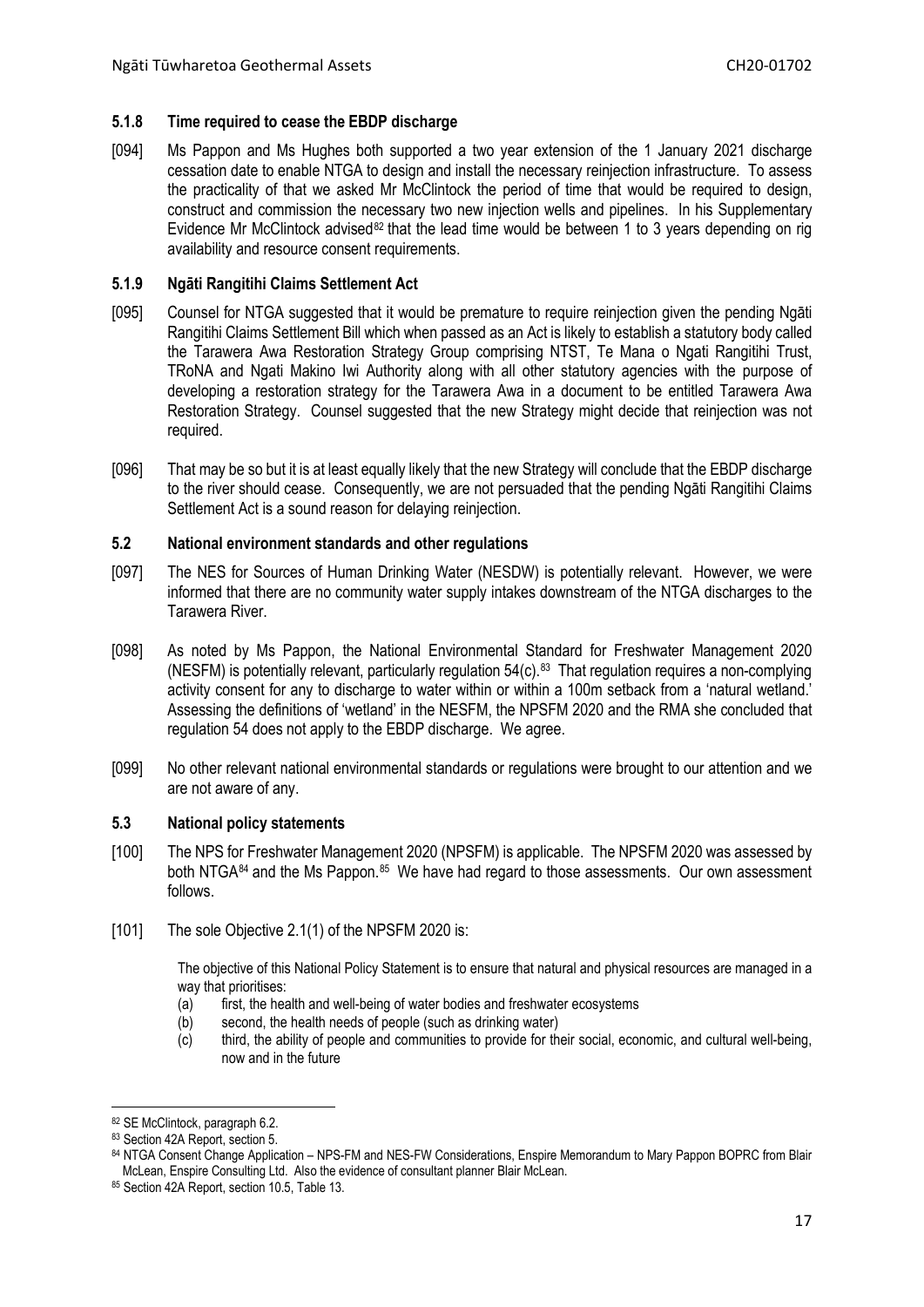### 5.1.8 Time required to cease the EBDP discharge

[094] Ms Pappon and Ms Hughes both supported a two year extension of the 1 January 2021 discharge cessation date to enable NTGA to design and install the necessary reinjection infrastructure. To assess the practicality of that we asked Mr McClintock the period of time that would be required to design, construct and commission the necessary two new injection wells and pipelines. In his Supplementary Evidence Mr McClintock advised[82] that the lead time would be between 1 to 3 years depending on rig availability and resource consent requirements.

### 5.1.9 Ngāti Rangitihi Claims Settlement Act

[095] Counsel for NTGA suggested that it would be premature to require reinjection given the pending Ngāti Rangitihi Claims Settlement Bill which when passed as an Act is likely to establish a statutory body called the Tarawera Awa Restoration Strategy Group comprising NTST, Te Mana o Ngati Rangitihi Trust, TRoNA and Ngati Makino Iwi Authority along with all other statutory agencies with the purpose of developing a restoration strategy for the Tarawera Awa in a document to be entitled Tarawera Awa Restoration Strategy. Counsel suggested that the new Strategy might decide that reinjection was not required.

[096] That may be so but it is at least equally likely that the new Strategy will conclude that the EBDP discharge to the river should cease. Consequently, we are not persuaded that the pending Ngāti Rangitihi Claims Settlement Act is a sound reason for delaying reinjection.

## 5.2 National environment standards and other regulations

[097] The NES for Sources of Human Drinking Water (NESDW) is potentially relevant. However, we were informed that there are no community water supply intakes downstream of the NTGA discharges to the Tarawera River.

[098] As noted by Ms Pappon, the National Environmental Standard for Freshwater Management 2020 (NESFM) is potentially relevant, particularly regulation 54(c).[83] That regulation requires a non-complying activity consent for any to discharge to water within or within a 100m setback from a 'natural wetland.' Assessing the definitions of 'wetland' in the NESFM, the NPSFM 2020 and the RMA she concluded that regulation 54 does not apply to the EBDP discharge. We agree.

[099] No other relevant national environmental standards or regulations were brought to our attention and we are not aware of any.

## 5.3 National policy statements

[100] The NPS for Freshwater Management 2020 (NPSFM) is applicable. The NPSFM 2020 was assessed by both NTGA[84] and the Ms Pappon.[85] We have had regard to those assessments. Our own assessment follows.

[101] The sole Objective 2.1(1) of the NPSFM 2020 is:

> The objective of this National Policy Statement is to ensure that natural and physical resources are managed in a way that prioritises:
> (a) first, the health and well-being of water bodies and freshwater ecosystems
> (b) second, the health needs of people (such as drinking water)
> (c) third, the ability of people and communities to provide for their social, economic, and cultural well-being, now and in the future

---

[82] SE McClintock, paragraph 6.2.

[83] Section 42A Report, section 5.

[84] NTGA Consent Change Application – NPS-FM and NES-FW Considerations, Enspire Memorandum to Mary Pappon BOPRC from Blair McLean, Enspire Consulting Ltd. Also the evidence of consultant planner Blair McLean.

[85] Section 42A Report, section 10.5, Table 13.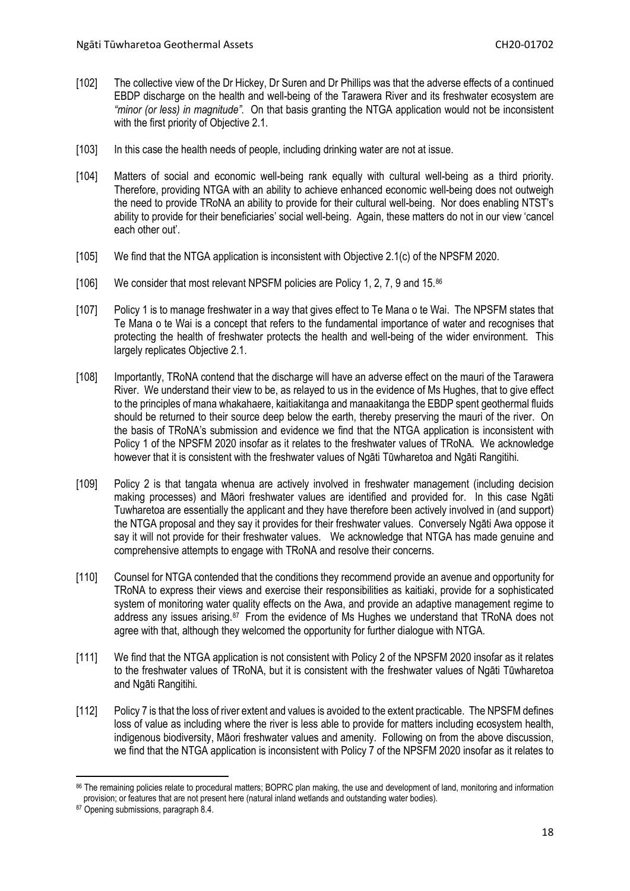[102] The collective view of the Dr Hickey, Dr Suren and Dr Phillips was that the adverse effects of a continued EBDP discharge on the health and well-being of the Tarawera River and its freshwater ecosystem are *"minor (or less) in magnitude".* On that basis granting the NTGA application would not be inconsistent with the first priority of Objective 2.1.

[103] In this case the health needs of people, including drinking water are not at issue.

[104] Matters of social and economic well-being rank equally with cultural well-being as a third priority. Therefore, providing NTGA with an ability to achieve enhanced economic well-being does not outweigh the need to provide TRoNA an ability to provide for their cultural well-being. Nor does enabling NTST's ability to provide for their beneficiaries' social well-being. Again, these matters do not in our view 'cancel each other out'.

[105] We find that the NTGA application is inconsistent with Objective 2.1(c) of the NPSFM 2020.

[106] We consider that most relevant NPSFM policies are Policy 1, 2, 7, 9 and 15.[86]

[107] Policy 1 is to manage freshwater in a way that gives effect to Te Mana o te Wai. The NPSFM states that Te Mana o te Wai is a concept that refers to the fundamental importance of water and recognises that protecting the health of freshwater protects the health and well-being of the wider environment. This largely replicates Objective 2.1.

[108] Importantly, TRoNA contend that the discharge will have an adverse effect on the mauri of the Tarawera River. We understand their view to be, as relayed to us in the evidence of Ms Hughes, that to give effect to the principles of mana whakahaere, kaitiakitanga and manaakitanga the EBDP spent geothermal fluids should be returned to their source deep below the earth, thereby preserving the mauri of the river. On the basis of TRoNA's submission and evidence we find that the NTGA application is inconsistent with Policy 1 of the NPSFM 2020 insofar as it relates to the freshwater values of TRoNA. We acknowledge however that it is consistent with the freshwater values of Ngāti Tūwharetoa and Ngāti Rangitihi.

[109] Policy 2 is that tangata whenua are actively involved in freshwater management (including decision making processes) and Māori freshwater values are identified and provided for. In this case Ngāti Tuwharetoa are essentially the applicant and they have therefore been actively involved in (and support) the NTGA proposal and they say it provides for their freshwater values. Conversely Ngāti Awa oppose it say it will not provide for their freshwater values. We acknowledge that NTGA has made genuine and comprehensive attempts to engage with TRoNA and resolve their concerns.

[110] Counsel for NTGA contended that the conditions they recommend provide an avenue and opportunity for TRoNA to express their views and exercise their responsibilities as kaitiaki, provide for a sophisticated system of monitoring water quality effects on the Awa, and provide an adaptive management regime to address any issues arising.[87] From the evidence of Ms Hughes we understand that TRoNA does not agree with that, although they welcomed the opportunity for further dialogue with NTGA.

[111] We find that the NTGA application is not consistent with Policy 2 of the NPSFM 2020 insofar as it relates to the freshwater values of TRoNA, but it is consistent with the freshwater values of Ngāti Tūwharetoa and Ngāti Rangitihi.

[112] Policy 7 is that the loss of river extent and values is avoided to the extent practicable. The NPSFM defines loss of value as including where the river is less able to provide for matters including ecosystem health, indigenous biodiversity, Māori freshwater values and amenity. Following on from the above discussion, we find that the NTGA application is inconsistent with Policy 7 of the NPSFM 2020 insofar as it relates to

[86] The remaining policies relate to procedural matters; BOPRC plan making, the use and development of land, monitoring and information provision; or features that are not present here (natural inland wetlands and outstanding water bodies).

[87] Opening submissions, paragraph 8.4.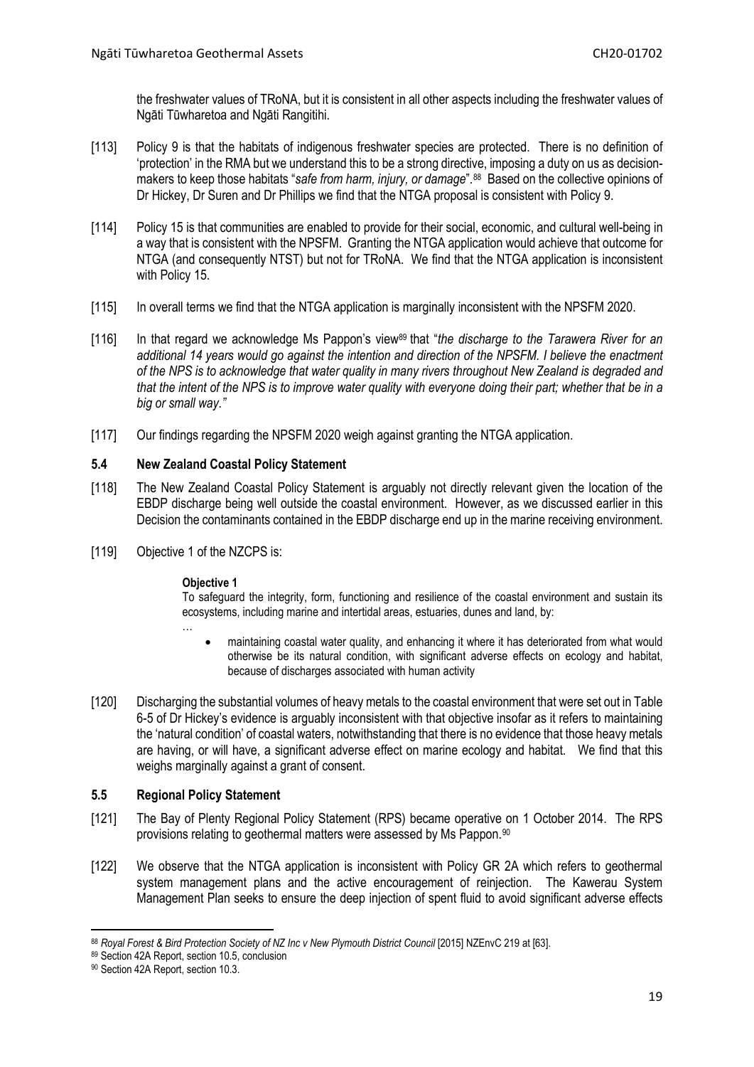the freshwater values of TRoNA, but it is consistent in all other aspects including the freshwater values of Ngāti Tūwharetoa and Ngāti Rangitihi.

[113] Policy 9 is that the habitats of indigenous freshwater species are protected. There is no definition of 'protection' in the RMA but we understand this to be a strong directive, imposing a duty on us as decision-makers to keep those habitats "*safe from harm, injury, or damage*".[88] Based on the collective opinions of Dr Hickey, Dr Suren and Dr Phillips we find that the NTGA proposal is consistent with Policy 9.

[114] Policy 15 is that communities are enabled to provide for their social, economic, and cultural well-being in a way that is consistent with the NPSFM. Granting the NTGA application would achieve that outcome for NTGA (and consequently NTST) but not for TRoNA. We find that the NTGA application is inconsistent with Policy 15.

[115] In overall terms we find that the NTGA application is marginally inconsistent with the NPSFM 2020.

[116] In that regard we acknowledge Ms Pappon's view[89] that "*the discharge to the Tarawera River for an additional 14 years would go against the intention and direction of the NPSFM. I believe the enactment of the NPS is to acknowledge that water quality in many rivers throughout New Zealand is degraded and that the intent of the NPS is to improve water quality with everyone doing their part; whether that be in a big or small way.*"

[117] Our findings regarding the NPSFM 2020 weigh against granting the NTGA application.

### 5.4 New Zealand Coastal Policy Statement

[118] The New Zealand Coastal Policy Statement is arguably not directly relevant given the location of the EBDP discharge being well outside the coastal environment. However, as we discussed earlier in this Decision the contaminants contained in the EBDP discharge end up in the marine receiving environment.

[119] Objective 1 of the NZCPS is:

> **Objective 1**
>
> To safeguard the integrity, form, functioning and resilience of the coastal environment and sustain its ecosystems, including marine and intertidal areas, estuaries, dunes and land, by:
>
> …
>
> - maintaining coastal water quality, and enhancing it where it has deteriorated from what would otherwise be its natural condition, with significant adverse effects on ecology and habitat, because of discharges associated with human activity

[120] Discharging the substantial volumes of heavy metals to the coastal environment that were set out in Table 6-5 of Dr Hickey's evidence is arguably inconsistent with that objective insofar as it refers to maintaining the 'natural condition' of coastal waters, notwithstanding that there is no evidence that those heavy metals are having, or will have, a significant adverse effect on marine ecology and habitat. We find that this weighs marginally against a grant of consent.

### 5.5 Regional Policy Statement

[121] The Bay of Plenty Regional Policy Statement (RPS) became operative on 1 October 2014. The RPS provisions relating to geothermal matters were assessed by Ms Pappon.[90]

[122] We observe that the NTGA application is inconsistent with Policy GR 2A which refers to geothermal system management plans and the active encouragement of reinjection. The Kawerau System Management Plan seeks to ensure the deep injection of spent fluid to avoid significant adverse effects

---

[88] *Royal Forest & Bird Protection Society of NZ Inc v New Plymouth District Council* [2015] NZEnvC 219 at [63].

[89] Section 42A Report, section 10.5, conclusion

[90] Section 42A Report, section 10.3.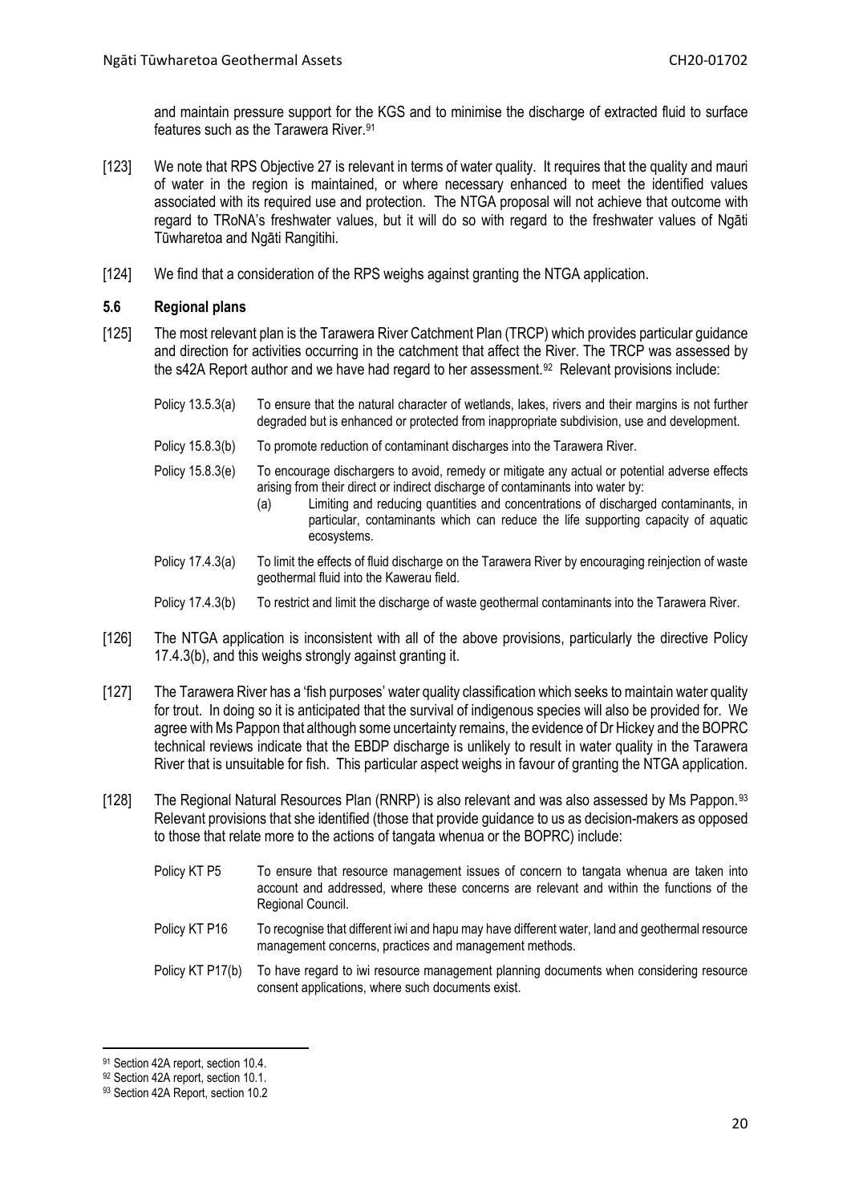and maintain pressure support for the KGS and to minimise the discharge of extracted fluid to surface features such as the Tarawera River.[91]

[123] We note that RPS Objective 27 is relevant in terms of water quality. It requires that the quality and mauri of water in the region is maintained, or where necessary enhanced to meet the identified values associated with its required use and protection. The NTGA proposal will not achieve that outcome with regard to TRoNA's freshwater values, but it will do so with regard to the freshwater values of Ngāti Tūwharetoa and Ngāti Rangitihi.

[124] We find that a consideration of the RPS weighs against granting the NTGA application.

### 5.6 Regional plans

[125] The most relevant plan is the Tarawera River Catchment Plan (TRCP) which provides particular guidance and direction for activities occurring in the catchment that affect the River. The TRCP was assessed by the s42A Report author and we have had regard to her assessment.[92] Relevant provisions include:

| | |
|---|---|
| Policy 13.5.3(a) | To ensure that the natural character of wetlands, lakes, rivers and their margins is not further degraded but is enhanced or protected from inappropriate subdivision, use and development. |
| Policy 15.8.3(b) | To promote reduction of contaminant discharges into the Tarawera River. |
| Policy 15.8.3(e) | To encourage dischargers to avoid, remedy or mitigate any actual or potential adverse effects arising from their direct or indirect discharge of contaminants into water by: (a) Limiting and reducing quantities and concentrations of discharged contaminants, in particular, contaminants which can reduce the life supporting capacity of aquatic ecosystems. |
| Policy 17.4.3(a) | To limit the effects of fluid discharge on the Tarawera River by encouraging reinjection of waste geothermal fluid into the Kawerau field. |
| Policy 17.4.3(b) | To restrict and limit the discharge of waste geothermal contaminants into the Tarawera River. |

[126] The NTGA application is inconsistent with all of the above provisions, particularly the directive Policy 17.4.3(b), and this weighs strongly against granting it.

[127] The Tarawera River has a 'fish purposes' water quality classification which seeks to maintain water quality for trout. In doing so it is anticipated that the survival of indigenous species will also be provided for. We agree with Ms Pappon that although some uncertainty remains, the evidence of Dr Hickey and the BOPRC technical reviews indicate that the EBDP discharge is unlikely to result in water quality in the Tarawera River that is unsuitable for fish. This particular aspect weighs in favour of granting the NTGA application.

[128] The Regional Natural Resources Plan (RNRP) is also relevant and was also assessed by Ms Pappon.[93] Relevant provisions that she identified (those that provide guidance to us as decision-makers as opposed to those that relate more to the actions of tangata whenua or the BOPRC) include:

| | |
|---|---|
| Policy KT P5 | To ensure that resource management issues of concern to tangata whenua are taken into account and addressed, where these concerns are relevant and within the functions of the Regional Council. |
| Policy KT P16 | To recognise that different iwi and hapu may have different water, land and geothermal resource management concerns, practices and management methods. |
| Policy KT P17(b) | To have regard to iwi resource management planning documents when considering resource consent applications, where such documents exist. |

[91] Section 42A report, section 10.4.
[92] Section 42A report, section 10.1.
[93] Section 42A Report, section 10.2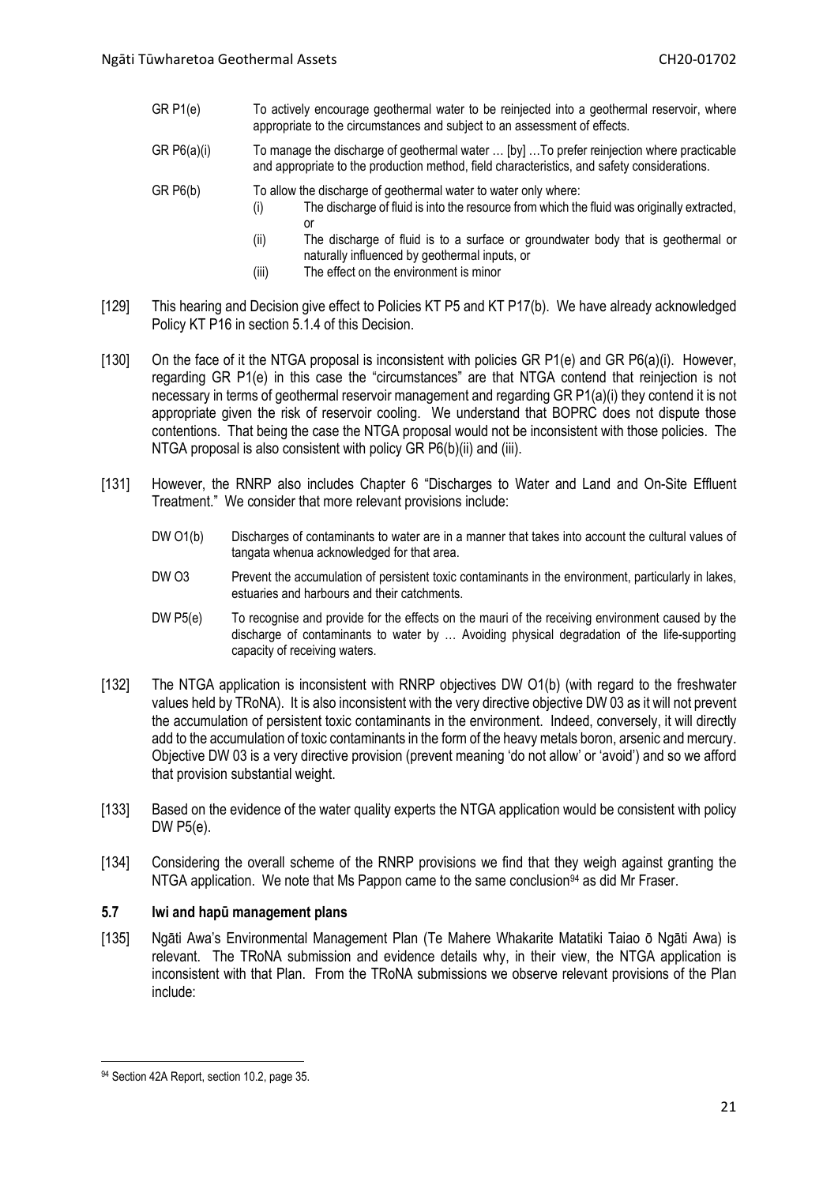| | |
|---|---|
| GR P1(e) | To actively encourage geothermal water to be reinjected into a geothermal reservoir, where appropriate to the circumstances and subject to an assessment of effects. |
| GR P6(a)(i) | To manage the discharge of geothermal water … [by] …To prefer reinjection where practicable and appropriate to the production method, field characteristics, and safety considerations. |
| GR P6(b) | To allow the discharge of geothermal water to water only where:<br>(i) The discharge of fluid is into the resource from which the fluid was originally extracted, or<br>(ii) The discharge of fluid is to a surface or groundwater body that is geothermal or naturally influenced by geothermal inputs, or<br>(iii) The effect on the environment is minor |

[129] This hearing and Decision give effect to Policies KT P5 and KT P17(b). We have already acknowledged Policy KT P16 in section 5.1.4 of this Decision.

[130] On the face of it the NTGA proposal is inconsistent with policies GR P1(e) and GR P6(a)(i). However, regarding GR P1(e) in this case the "circumstances" are that NTGA contend that reinjection is not necessary in terms of geothermal reservoir management and regarding GR P1(a)(i) they contend it is not appropriate given the risk of reservoir cooling. We understand that BOPRC does not dispute those contentions. That being the case the NTGA proposal would not be inconsistent with those policies. The NTGA proposal is also consistent with policy GR P6(b)(ii) and (iii).

[131] However, the RNRP also includes Chapter 6 "Discharges to Water and Land and On-Site Effluent Treatment." We consider that more relevant provisions include:

| | |
|---|---|
| DW O1(b) | Discharges of contaminants to water are in a manner that takes into account the cultural values of tangata whenua acknowledged for that area. |
| DW O3 | Prevent the accumulation of persistent toxic contaminants in the environment, particularly in lakes, estuaries and harbours and their catchments. |
| DW P5(e) | To recognise and provide for the effects on the mauri of the receiving environment caused by the discharge of contaminants to water by … Avoiding physical degradation of the life-supporting capacity of receiving waters. |

[132] The NTGA application is inconsistent with RNRP objectives DW O1(b) (with regard to the freshwater values held by TRoNA). It is also inconsistent with the very directive objective DW 03 as it will not prevent the accumulation of persistent toxic contaminants in the environment. Indeed, conversely, it will directly add to the accumulation of toxic contaminants in the form of the heavy metals boron, arsenic and mercury. Objective DW 03 is a very directive provision (prevent meaning 'do not allow' or 'avoid') and so we afford that provision substantial weight.

[133] Based on the evidence of the water quality experts the NTGA application would be consistent with policy DW P5(e).

[134] Considering the overall scheme of the RNRP provisions we find that they weigh against granting the NTGA application. We note that Ms Pappon came to the same conclusion[94] as did Mr Fraser.

### 5.7 Iwi and hapū management plans

[135] Ngāti Awa's Environmental Management Plan (Te Mahere Whakarite Matatiki Taiao ō Ngāti Awa) is relevant. The TRoNA submission and evidence details why, in their view, the NTGA application is inconsistent with that Plan. From the TRoNA submissions we observe relevant provisions of the Plan include:

[94] Section 42A Report, section 10.2, page 35.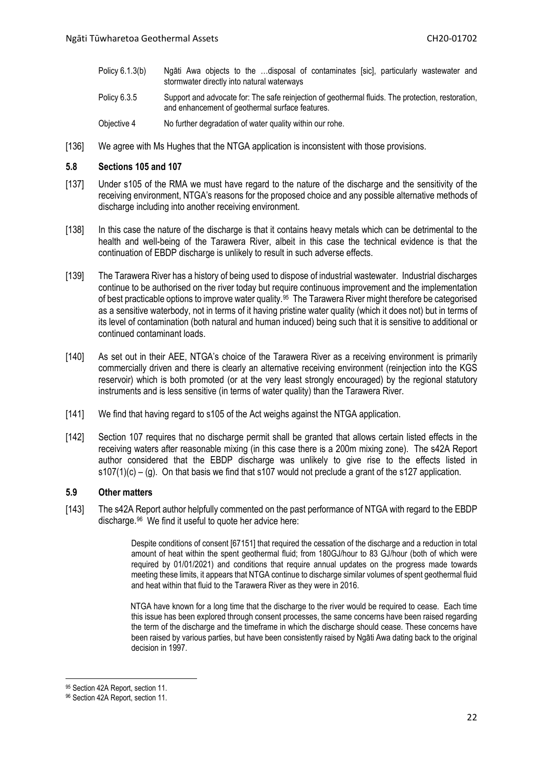| | |
|---|---|
| Policy 6.1.3(b) | Ngāti Awa objects to the …disposal of contaminates [sic], particularly wastewater and stormwater directly into natural waterways |
| Policy 6.3.5 | Support and advocate for: The safe reinjection of geothermal fluids. The protection, restoration, and enhancement of geothermal surface features. |
| Objective 4 | No further degradation of water quality within our rohe. |

[136] We agree with Ms Hughes that the NTGA application is inconsistent with those provisions.

### 5.8 Sections 105 and 107

[137] Under s105 of the RMA we must have regard to the nature of the discharge and the sensitivity of the receiving environment, NTGA's reasons for the proposed choice and any possible alternative methods of discharge including into another receiving environment.

[138] In this case the nature of the discharge is that it contains heavy metals which can be detrimental to the health and well-being of the Tarawera River, albeit in this case the technical evidence is that the continuation of EBDP discharge is unlikely to result in such adverse effects.

[139] The Tarawera River has a history of being used to dispose of industrial wastewater. Industrial discharges continue to be authorised on the river today but require continuous improvement and the implementation of best practicable options to improve water quality.[95] The Tarawera River might therefore be categorised as a sensitive waterbody, not in terms of it having pristine water quality (which it does not) but in terms of its level of contamination (both natural and human induced) being such that it is sensitive to additional or continued contaminant loads.

[140] As set out in their AEE, NTGA's choice of the Tarawera River as a receiving environment is primarily commercially driven and there is clearly an alternative receiving environment (reinjection into the KGS reservoir) which is both promoted (or at the very least strongly encouraged) by the regional statutory instruments and is less sensitive (in terms of water quality) than the Tarawera River.

[141] We find that having regard to s105 of the Act weighs against the NTGA application.

[142] Section 107 requires that no discharge permit shall be granted that allows certain listed effects in the receiving waters after reasonable mixing (in this case there is a 200m mixing zone). The s42A Report author considered that the EBDP discharge was unlikely to give rise to the effects listed in s107(1)(c) – (g). On that basis we find that s107 would not preclude a grant of the s127 application.

### 5.9 Other matters

[143] The s42A Report author helpfully commented on the past performance of NTGA with regard to the EBDP discharge.[96] We find it useful to quote her advice here:

> Despite conditions of consent [67151] that required the cessation of the discharge and a reduction in total amount of heat within the spent geothermal fluid; from 180GJ/hour to 83 GJ/hour (both of which were required by 01/01/2021) and conditions that require annual updates on the progress made towards meeting these limits, it appears that NTGA continue to discharge similar volumes of spent geothermal fluid and heat within that fluid to the Tarawera River as they were in 2016.
>
> NTGA have known for a long time that the discharge to the river would be required to cease. Each time this issue has been explored through consent processes, the same concerns have been raised regarding the term of the discharge and the timeframe in which the discharge should cease. These concerns have been raised by various parties, but have been consistently raised by Ngāti Awa dating back to the original decision in 1997.

[95] Section 42A Report, section 11.

[96] Section 42A Report, section 11.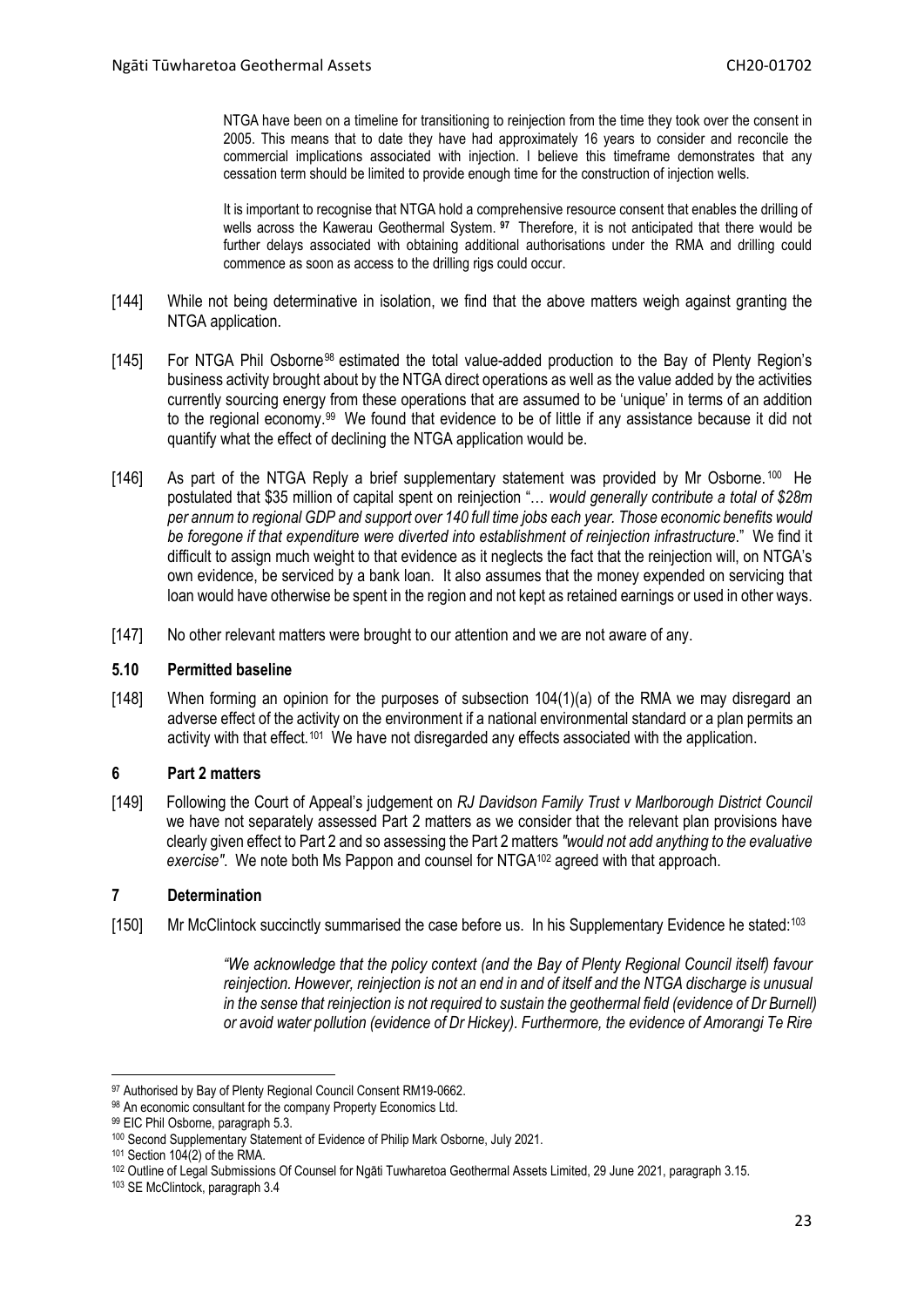> NTGA have been on a timeline for transitioning to reinjection from the time they took over the consent in 2005. This means that to date they have had approximately 16 years to consider and reconcile the commercial implications associated with injection. I believe this timeframe demonstrates that any cessation term should be limited to provide enough time for the construction of injection wells.
>
> It is important to recognise that NTGA hold a comprehensive resource consent that enables the drilling of wells across the Kawerau Geothermal System. [97] Therefore, it is not anticipated that there would be further delays associated with obtaining additional authorisations under the RMA and drilling could commence as soon as access to the drilling rigs could occur.

[144] While not being determinative in isolation, we find that the above matters weigh against granting the NTGA application.

[145] For NTGA Phil Osborne[98] estimated the total value-added production to the Bay of Plenty Region's business activity brought about by the NTGA direct operations as well as the value added by the activities currently sourcing energy from these operations that are assumed to be 'unique' in terms of an addition to the regional economy.[99] We found that evidence to be of little if any assistance because it did not quantify what the effect of declining the NTGA application would be.

[146] As part of the NTGA Reply a brief supplementary statement was provided by Mr Osborne.[100] He postulated that $35 million of capital spent on reinjection "*… would generally contribute a total of $28m per annum to regional GDP and support over 140 full time jobs each year. Those economic benefits would be foregone if that expenditure were diverted into establishment of reinjection infrastructure*." We find it difficult to assign much weight to that evidence as it neglects the fact that the reinjection will, on NTGA's own evidence, be serviced by a bank loan. It also assumes that the money expended on servicing that loan would have otherwise be spent in the region and not kept as retained earnings or used in other ways.

[147] No other relevant matters were brought to our attention and we are not aware of any.

### 5.10 Permitted baseline

[148] When forming an opinion for the purposes of subsection 104(1)(a) of the RMA we may disregard an adverse effect of the activity on the environment if a national environmental standard or a plan permits an activity with that effect.[101] We have not disregarded any effects associated with the application.

## 6 Part 2 matters

[149] Following the Court of Appeal's judgement on *RJ Davidson Family Trust v Marlborough District Council* we have not separately assessed Part 2 matters as we consider that the relevant plan provisions have clearly given effect to Part 2 and so assessing the Part 2 matters *"would not add anything to the evaluative exercise"*. We note both Ms Pappon and counsel for NTGA[102] agreed with that approach.

## 7 Determination

[150] Mr McClintock succinctly summarised the case before us. In his Supplementary Evidence he stated:[103]

> *"We acknowledge that the policy context (and the Bay of Plenty Regional Council itself) favour reinjection. However, reinjection is not an end in and of itself and the NTGA discharge is unusual in the sense that reinjection is not required to sustain the geothermal field (evidence of Dr Burnell) or avoid water pollution (evidence of Dr Hickey). Furthermore, the evidence of Amorangi Te Rire*

---

[97] Authorised by Bay of Plenty Regional Council Consent RM19-0662.

[98] An economic consultant for the company Property Economics Ltd.

[99] EIC Phil Osborne, paragraph 5.3.

[100] Second Supplementary Statement of Evidence of Philip Mark Osborne, July 2021.

[101] Section 104(2) of the RMA.

[102] Outline of Legal Submissions Of Counsel for Ngāti Tuwharetoa Geothermal Assets Limited, 29 June 2021, paragraph 3.15.

[103] SE McClintock, paragraph 3.4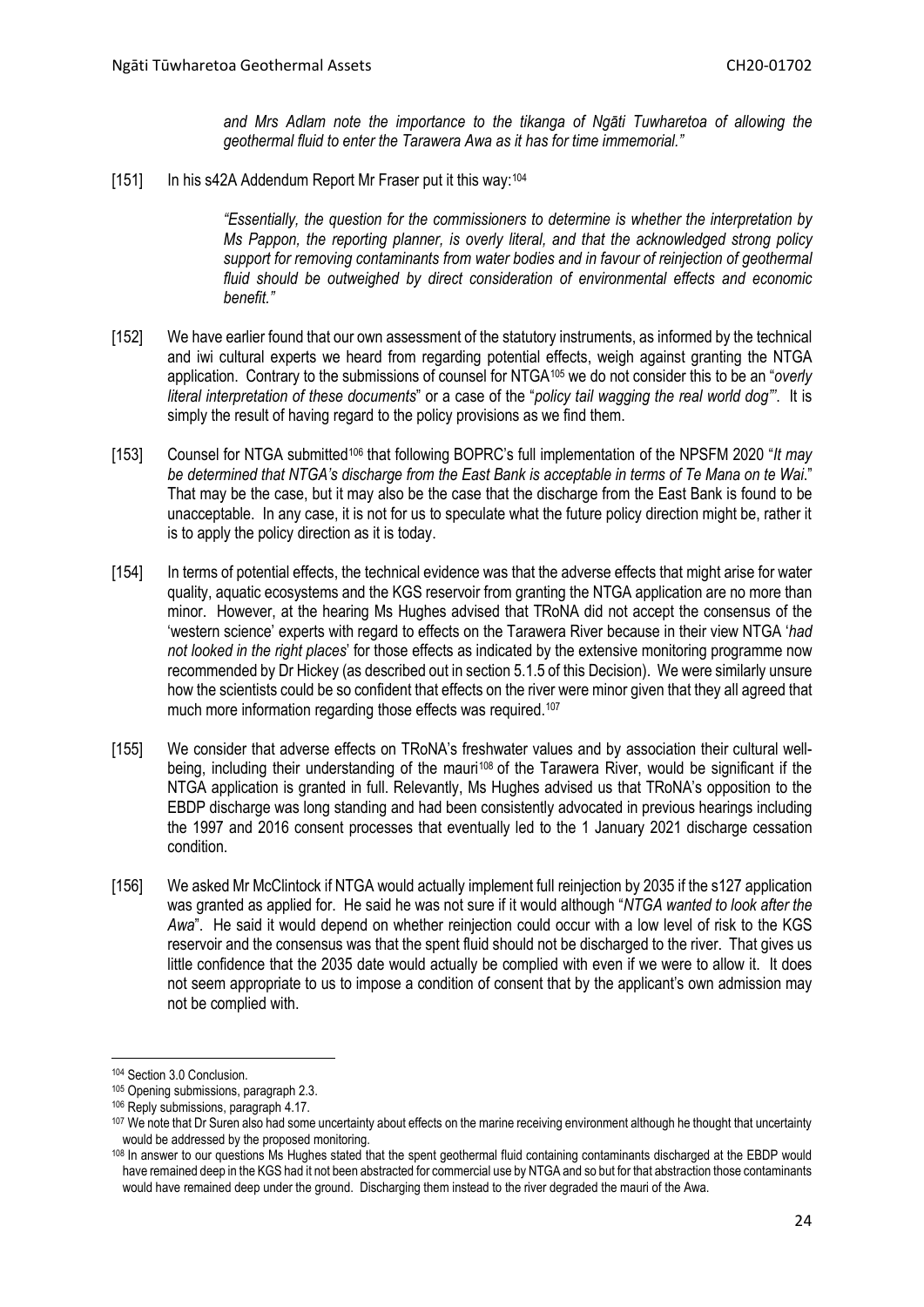*and Mrs Adlam note the importance to the tikanga of Ngāti Tuwharetoa of allowing the geothermal fluid to enter the Tarawera Awa as it has for time immemorial."*

[151] In his s42A Addendum Report Mr Fraser put it this way:[104]

> *"Essentially, the question for the commissioners to determine is whether the interpretation by Ms Pappon, the reporting planner, is overly literal, and that the acknowledged strong policy support for removing contaminants from water bodies and in favour of reinjection of geothermal fluid should be outweighed by direct consideration of environmental effects and economic benefit."*

[152] We have earlier found that our own assessment of the statutory instruments, as informed by the technical and iwi cultural experts we heard from regarding potential effects, weigh against granting the NTGA application. Contrary to the submissions of counsel for NTGA[105] we do not consider this to be an "*overly literal interpretation of these documents*" or a case of the "*policy tail wagging the real world dog'*". It is simply the result of having regard to the policy provisions as we find them.

[153] Counsel for NTGA submitted[106] that following BOPRC's full implementation of the NPSFM 2020 "*It may be determined that NTGA's discharge from the East Bank is acceptable in terms of Te Mana on te Wai*." That may be the case, but it may also be the case that the discharge from the East Bank is found to be unacceptable. In any case, it is not for us to speculate what the future policy direction might be, rather it is to apply the policy direction as it is today.

[154] In terms of potential effects, the technical evidence was that the adverse effects that might arise for water quality, aquatic ecosystems and the KGS reservoir from granting the NTGA application are no more than minor. However, at the hearing Ms Hughes advised that TRoNA did not accept the consensus of the 'western science' experts with regard to effects on the Tarawera River because in their view NTGA '*had not looked in the right places*' for those effects as indicated by the extensive monitoring programme now recommended by Dr Hickey (as described out in section 5.1.5 of this Decision). We were similarly unsure how the scientists could be so confident that effects on the river were minor given that they all agreed that much more information regarding those effects was required.[107]

[155] We consider that adverse effects on TRoNA's freshwater values and by association their cultural well-being, including their understanding of the mauri[108] of the Tarawera River, would be significant if the NTGA application is granted in full. Relevantly, Ms Hughes advised us that TRoNA's opposition to the EBDP discharge was long standing and had been consistently advocated in previous hearings including the 1997 and 2016 consent processes that eventually led to the 1 January 2021 discharge cessation condition.

[156] We asked Mr McClintock if NTGA would actually implement full reinjection by 2035 if the s127 application was granted as applied for. He said he was not sure if it would although "*NTGA wanted to look after the Awa*". He said it would depend on whether reinjection could occur with a low level of risk to the KGS reservoir and the consensus was that the spent fluid should not be discharged to the river. That gives us little confidence that the 2035 date would actually be complied with even if we were to allow it. It does not seem appropriate to us to impose a condition of consent that by the applicant's own admission may not be complied with.

---

[104] Section 3.0 Conclusion.

[105] Opening submissions, paragraph 2.3.

[106] Reply submissions, paragraph 4.17.

[107] We note that Dr Suren also had some uncertainty about effects on the marine receiving environment although he thought that uncertainty would be addressed by the proposed monitoring.

[108] In answer to our questions Ms Hughes stated that the spent geothermal fluid containing contaminants discharged at the EBDP would have remained deep in the KGS had it not been abstracted for commercial use by NTGA and so but for that abstraction those contaminants would have remained deep under the ground. Discharging them instead to the river degraded the mauri of the Awa.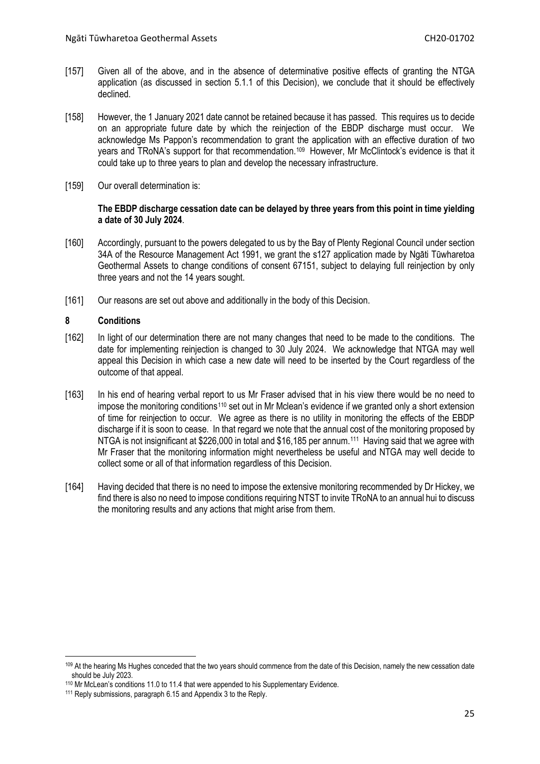[157] Given all of the above, and in the absence of determinative positive effects of granting the NTGA application (as discussed in section 5.1.1 of this Decision), we conclude that it should be effectively declined.

[158] However, the 1 January 2021 date cannot be retained because it has passed. This requires us to decide on an appropriate future date by which the reinjection of the EBDP discharge must occur. We acknowledge Ms Pappon's recommendation to grant the application with an effective duration of two years and TRoNA's support for that recommendation.[109] However, Mr McClintock's evidence is that it could take up to three years to plan and develop the necessary infrastructure.

[159] Our overall determination is:

**The EBDP discharge cessation date can be delayed by three years from this point in time yielding a date of 30 July 2024**.

[160] Accordingly, pursuant to the powers delegated to us by the Bay of Plenty Regional Council under section 34A of the Resource Management Act 1991, we grant the s127 application made by Ngāti Tūwharetoa Geothermal Assets to change conditions of consent 67151, subject to delaying full reinjection by only three years and not the 14 years sought.

[161] Our reasons are set out above and additionally in the body of this Decision.

## 8 Conditions

[162] In light of our determination there are not many changes that need to be made to the conditions. The date for implementing reinjection is changed to 30 July 2024. We acknowledge that NTGA may well appeal this Decision in which case a new date will need to be inserted by the Court regardless of the outcome of that appeal.

[163] In his end of hearing verbal report to us Mr Fraser advised that in his view there would be no need to impose the monitoring conditions[110] set out in Mr Mclean's evidence if we granted only a short extension of time for reinjection to occur. We agree as there is no utility in monitoring the effects of the EBDP discharge if it is soon to cease. In that regard we note that the annual cost of the monitoring proposed by NTGA is not insignificant at $226,000 in total and $16,185 per annum.[111] Having said that we agree with Mr Fraser that the monitoring information might nevertheless be useful and NTGA may well decide to collect some or all of that information regardless of this Decision.

[164] Having decided that there is no need to impose the extensive monitoring recommended by Dr Hickey, we find there is also no need to impose conditions requiring NTST to invite TRoNA to an annual hui to discuss the monitoring results and any actions that might arise from them.

---

[109] At the hearing Ms Hughes conceded that the two years should commence from the date of this Decision, namely the new cessation date should be July 2023.

[110] Mr McLean's conditions 11.0 to 11.4 that were appended to his Supplementary Evidence.

[111] Reply submissions, paragraph 6.15 and Appendix 3 to the Reply.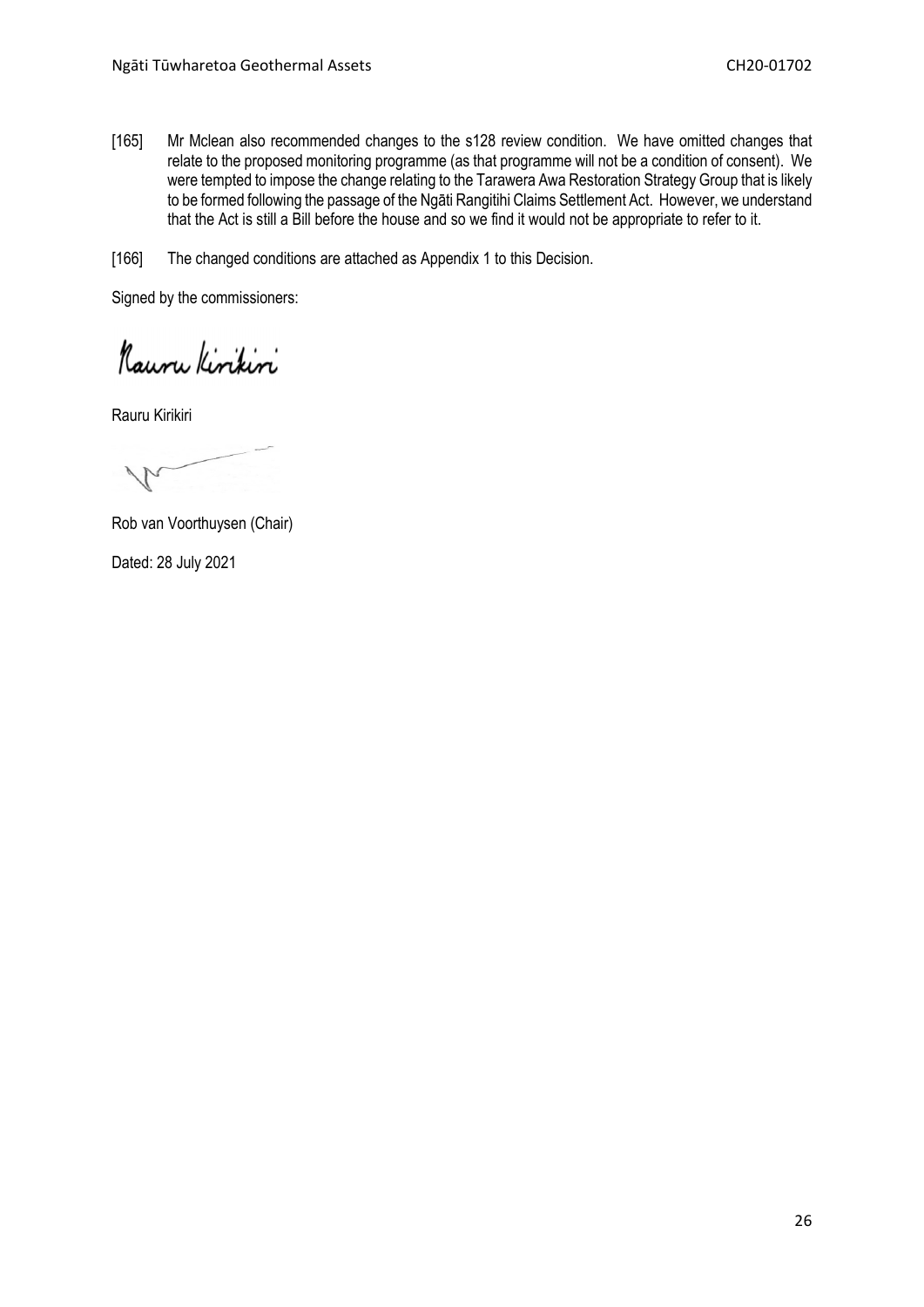[165] Mr Mclean also recommended changes to the s128 review condition. We have omitted changes that relate to the proposed monitoring programme (as that programme will not be a condition of consent). We were tempted to impose the change relating to the Tarawera Awa Restoration Strategy Group that is likely to be formed following the passage of the Ngāti Rangitihi Claims Settlement Act. However, we understand that the Act is still a Bill before the house and so we find it would not be appropriate to refer to it.

[166] The changed conditions are attached as Appendix 1 to this Decision.

Signed by the commissioners:

Rauru Kirikiri

Rob van Voorthuysen (Chair)

Dated: 28 July 2021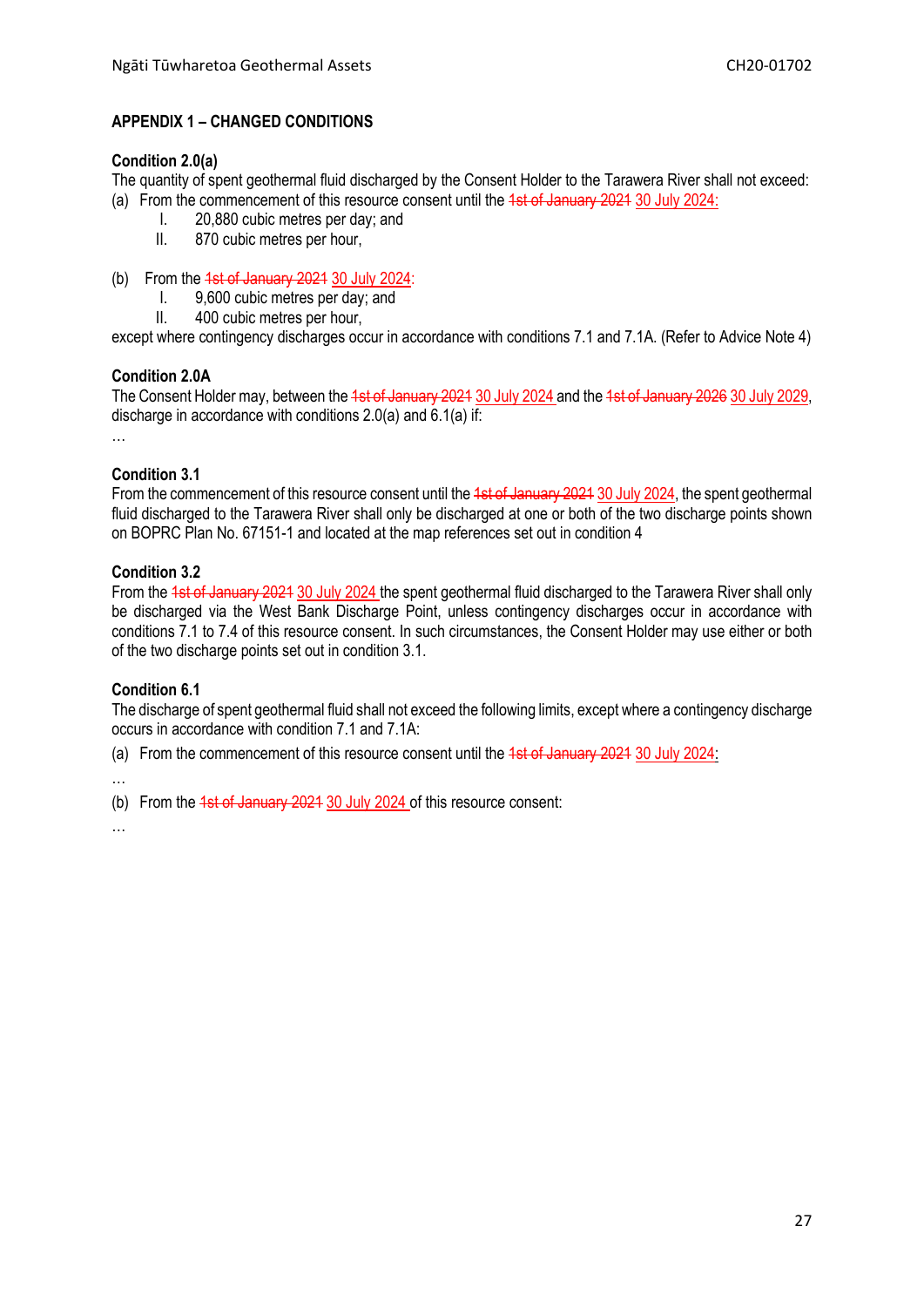## APPENDIX 1 – CHANGED CONDITIONS

### Condition 2.0(a)

The quantity of spent geothermal fluid discharged by the Consent Holder to the Tarawera River shall not exceed:

(a) From the commencement of this resource consent until the ~~1st of January 2021~~ 30 July 2024:

- I. 20,880 cubic metres per day; and
- II. 870 cubic metres per hour,

(b) From the ~~1st of January 2021~~ 30 July 2024:

- I. 9,600 cubic metres per day; and
- II. 400 cubic metres per hour,

except where contingency discharges occur in accordance with conditions 7.1 and 7.1A. (Refer to Advice Note 4)

### Condition 2.0A

The Consent Holder may, between the ~~1st of January 2021~~ 30 July 2024 and the ~~1st of January 2026~~ 30 July 2029, discharge in accordance with conditions 2.0(a) and 6.1(a) if:

…

### Condition 3.1

From the commencement of this resource consent until the ~~1st of January 2021~~ 30 July 2024, the spent geothermal fluid discharged to the Tarawera River shall only be discharged at one or both of the two discharge points shown on BOPRC Plan No. 67151-1 and located at the map references set out in condition 4

### Condition 3.2

From the ~~1st of January 2021~~ 30 July 2024 the spent geothermal fluid discharged to the Tarawera River shall only be discharged via the West Bank Discharge Point, unless contingency discharges occur in accordance with conditions 7.1 to 7.4 of this resource consent. In such circumstances, the Consent Holder may use either or both of the two discharge points set out in condition 3.1.

### Condition 6.1

The discharge of spent geothermal fluid shall not exceed the following limits, except where a contingency discharge occurs in accordance with condition 7.1 and 7.1A:

(a) From the commencement of this resource consent until the ~~1st of January 2021~~ 30 July 2024:

…

(b) From the ~~1st of January 2021~~ 30 July 2024 of this resource consent:

…